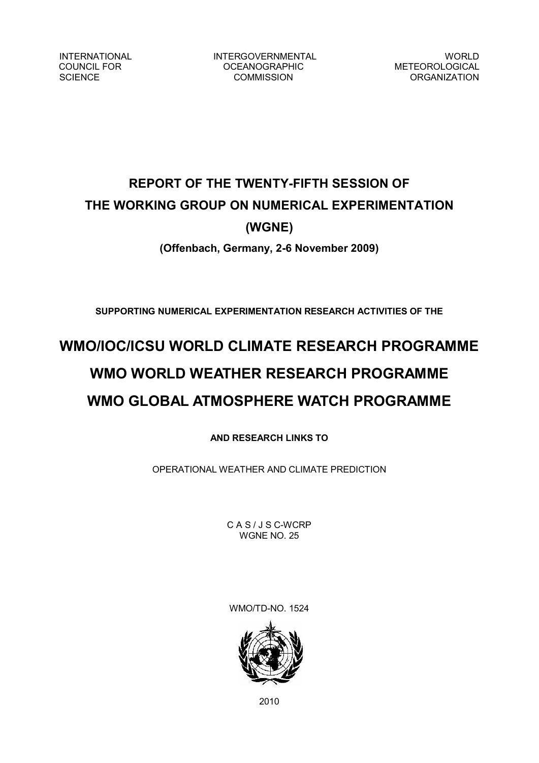INTERNATIONAL COUNCIL FOR SCIENCE

INTERGOVERNMENTAL OCEANOGRAPHIC COMMISSION

WORLD METEOROLOGICAL ORGANIZATION

# REPORT OF THE TWENTY-FIFTH SESSION OF THE WORKING GROUP ON NUMERICAL EXPERIMENTATION (WGNE)

**(Offenbach, Germany, 2-6 November 2009)**

**SUPPORTING NUMERICAL EXPERIMENTATION RESEARCH ACTIVITIES OF THE**

## WMO/IOC/ICSU WORLD CLIMATE RESEARCH PROGRAMME

## WMO WORLD WEATHER RESEARCH PROGRAMME

## WMO GLOBAL ATMOSPHERE WATCH PROGRAMME

**AND RESEARCH LINKS TO**

OPERATIONAL WEATHER AND CLIMATE PREDICTION

C A S / J S C-WCRP
WGNE NO. 25

WMO/TD-NO. 1524

2010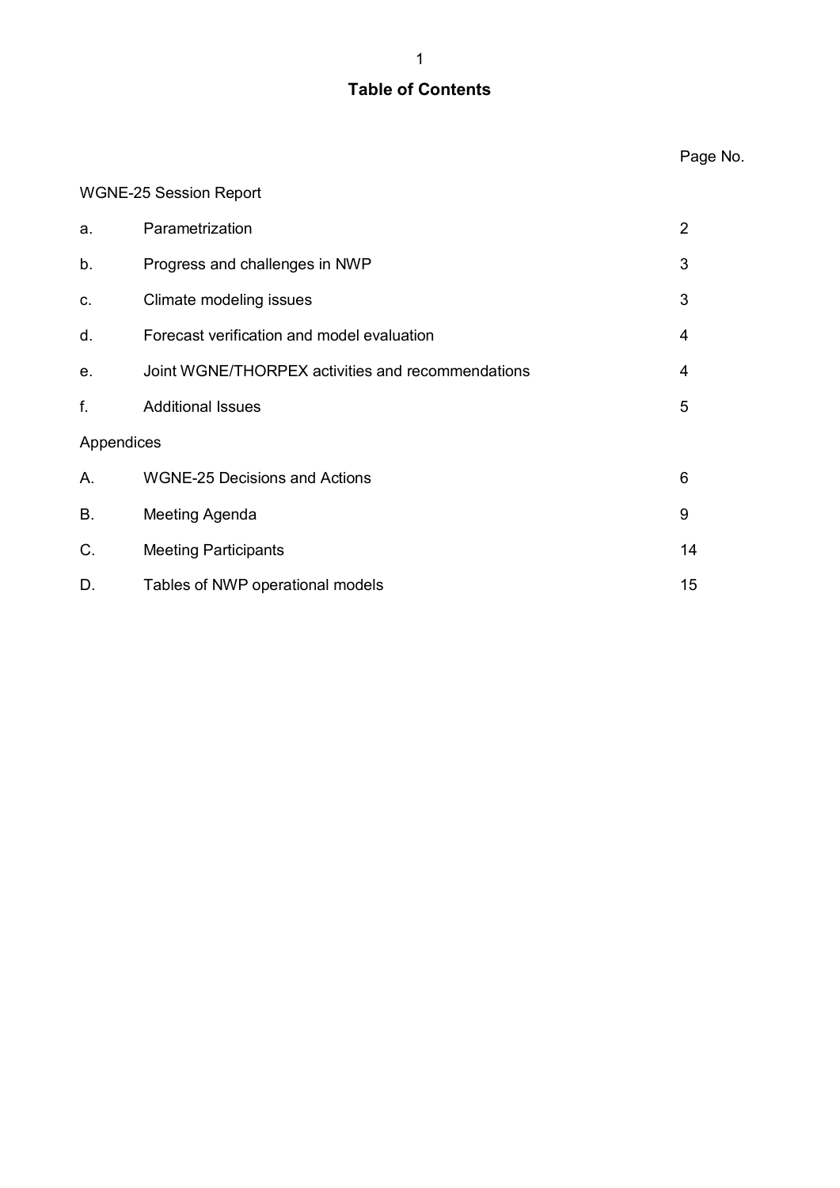# Table of Contents

| | | Page No. |
|---|---|---|
| WGNE-25 Session Report | | |
| a. | Parametrization | 2 |
| b. | Progress and challenges in NWP | 3 |
| c. | Climate modeling issues | 3 |
| d. | Forecast verification and model evaluation | 4 |
| e. | Joint WGNE/THORPEX activities and recommendations | 4 |
| f. | Additional Issues | 5 |
| Appendices | | |
| A. | WGNE-25 Decisions and Actions | 6 |
| B. | Meeting Agenda | 9 |
| C. | Meeting Participants | 14 |
| D. | Tables of NWP operational models | 15 |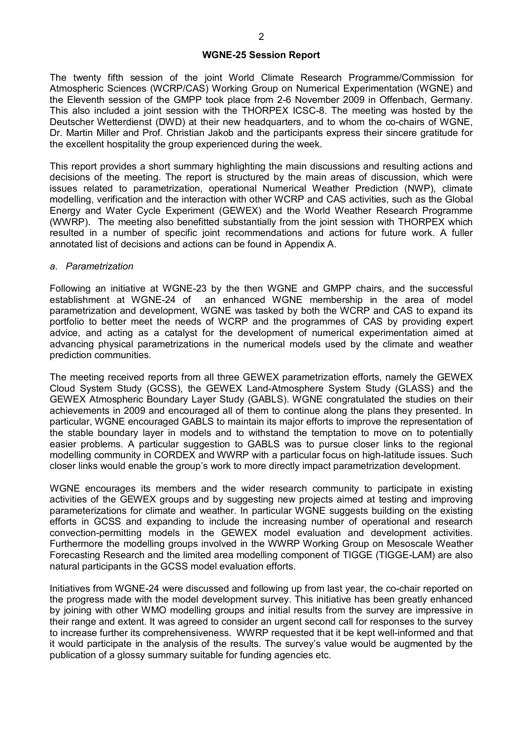## WGNE-25 Session Report

The twenty fifth session of the joint World Climate Research Programme/Commission for Atmospheric Sciences (WCRP/CAS) Working Group on Numerical Experimentation (WGNE) and the Eleventh session of the GMPP took place from 2-6 November 2009 in Offenbach, Germany. This also included a joint session with the THORPEX ICSC-8. The meeting was hosted by the Deutscher Wetterdienst (DWD) at their new headquarters, and to whom the co-chairs of WGNE, Dr. Martin Miller and Prof. Christian Jakob and the participants express their sincere gratitude for the excellent hospitality the group experienced during the week.

This report provides a short summary highlighting the main discussions and resulting actions and decisions of the meeting. The report is structured by the main areas of discussion, which were issues related to parametrization, operational Numerical Weather Prediction (NWP), climate modelling, verification and the interaction with other WCRP and CAS activities, such as the Global Energy and Water Cycle Experiment (GEWEX) and the World Weather Research Programme (WWRP). The meeting also benefitted substantially from the joint session with THORPEX which resulted in a number of specific joint recommendations and actions for future work. A fuller annotated list of decisions and actions can be found in Appendix A.

### *a. Parametrization*

Following an initiative at WGNE-23 by the then WGNE and GMPP chairs, and the successful establishment at WGNE-24 of an enhanced WGNE membership in the area of model parametrization and development, WGNE was tasked by both the WCRP and CAS to expand its portfolio to better meet the needs of WCRP and the programmes of CAS by providing expert advice, and acting as a catalyst for the development of numerical experimentation aimed at advancing physical parametrizations in the numerical models used by the climate and weather prediction communities.

The meeting received reports from all three GEWEX parametrization efforts, namely the GEWEX Cloud System Study (GCSS), the GEWEX Land-Atmosphere System Study (GLASS) and the GEWEX Atmospheric Boundary Layer Study (GABLS). WGNE congratulated the studies on their achievements in 2009 and encouraged all of them to continue along the plans they presented. In particular, WGNE encouraged GABLS to maintain its major efforts to improve the representation of the stable boundary layer in models and to withstand the temptation to move on to potentially easier problems. A particular suggestion to GABLS was to pursue closer links to the regional modelling community in CORDEX and WWRP with a particular focus on high-latitude issues. Such closer links would enable the group's work to more directly impact parametrization development.

WGNE encourages its members and the wider research community to participate in existing activities of the GEWEX groups and by suggesting new projects aimed at testing and improving parameterizations for climate and weather. In particular WGNE suggests building on the existing efforts in GCSS and expanding to include the increasing number of operational and research convection-permitting models in the GEWEX model evaluation and development activities. Furthermore the modelling groups involved in the WWRP Working Group on Mesoscale Weather Forecasting Research and the limited area modelling component of TIGGE (TIGGE-LAM) are also natural participants in the GCSS model evaluation efforts.

Initiatives from WGNE-24 were discussed and following up from last year, the co-chair reported on the progress made with the model development survey. This initiative has been greatly enhanced by joining with other WMO modelling groups and initial results from the survey are impressive in their range and extent. It was agreed to consider an urgent second call for responses to the survey to increase further its comprehensiveness. WWRP requested that it be kept well-informed and that it would participate in the analysis of the results. The survey's value would be augmented by the publication of a glossy summary suitable for funding agencies etc.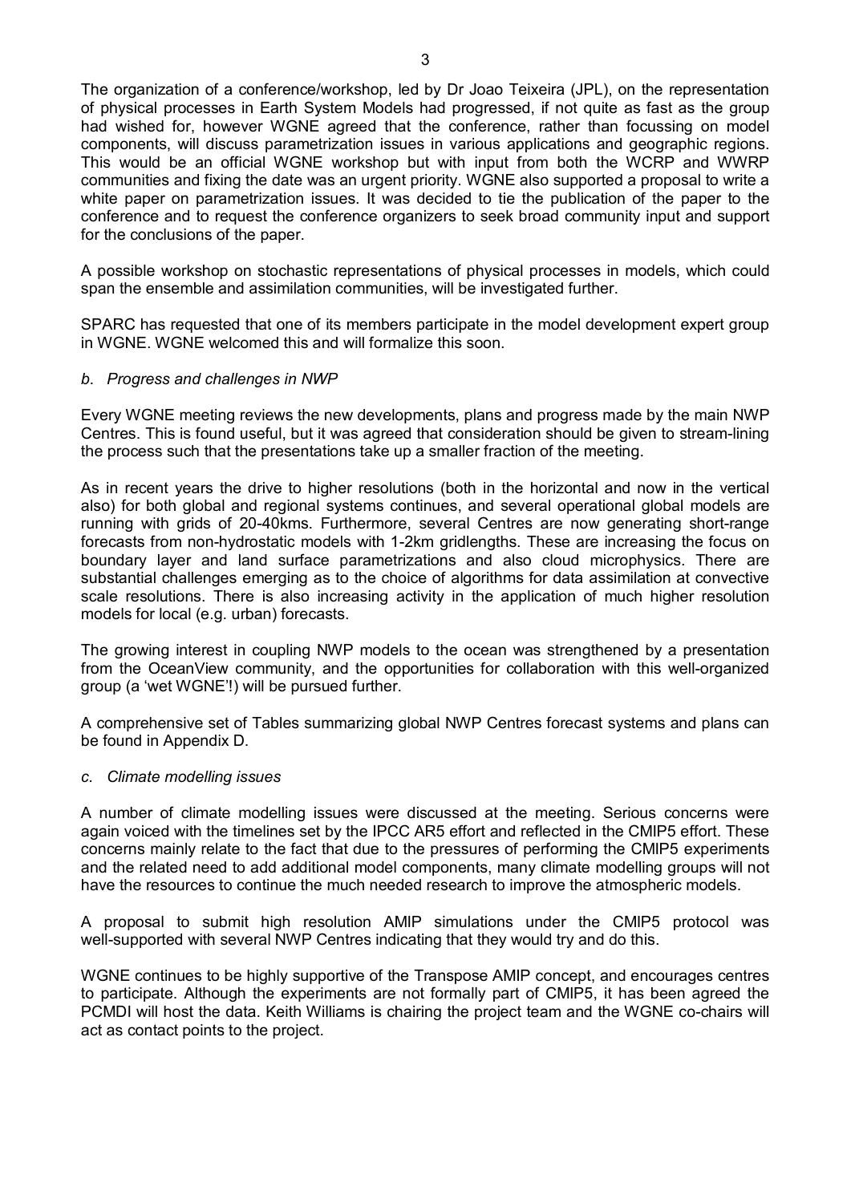The organization of a conference/workshop, led by Dr Joao Teixeira (JPL), on the representation of physical processes in Earth System Models had progressed, if not quite as fast as the group had wished for, however WGNE agreed that the conference, rather than focussing on model components, will discuss parametrization issues in various applications and geographic regions. This would be an official WGNE workshop but with input from both the WCRP and WWRP communities and fixing the date was an urgent priority. WGNE also supported a proposal to write a white paper on parametrization issues. It was decided to tie the publication of the paper to the conference and to request the conference organizers to seek broad community input and support for the conclusions of the paper.

A possible workshop on stochastic representations of physical processes in models, which could span the ensemble and assimilation communities, will be investigated further.

SPARC has requested that one of its members participate in the model development expert group in WGNE. WGNE welcomed this and will formalize this soon.

*b. Progress and challenges in NWP*

Every WGNE meeting reviews the new developments, plans and progress made by the main NWP Centres. This is found useful, but it was agreed that consideration should be given to stream-lining the process such that the presentations take up a smaller fraction of the meeting.

As in recent years the drive to higher resolutions (both in the horizontal and now in the vertical also) for both global and regional systems continues, and several operational global models are running with grids of 20-40kms. Furthermore, several Centres are now generating short-range forecasts from non-hydrostatic models with 1-2km gridlengths. These are increasing the focus on boundary layer and land surface parametrizations and also cloud microphysics. There are substantial challenges emerging as to the choice of algorithms for data assimilation at convective scale resolutions. There is also increasing activity in the application of much higher resolution models for local (e.g. urban) forecasts.

The growing interest in coupling NWP models to the ocean was strengthened by a presentation from the OceanView community, and the opportunities for collaboration with this well-organized group (a 'wet WGNE'!) will be pursued further.

A comprehensive set of Tables summarizing global NWP Centres forecast systems and plans can be found in Appendix D.

*c. Climate modelling issues*

A number of climate modelling issues were discussed at the meeting. Serious concerns were again voiced with the timelines set by the IPCC AR5 effort and reflected in the CMIP5 effort. These concerns mainly relate to the fact that due to the pressures of performing the CMIP5 experiments and the related need to add additional model components, many climate modelling groups will not have the resources to continue the much needed research to improve the atmospheric models.

A proposal to submit high resolution AMIP simulations under the CMIP5 protocol was well-supported with several NWP Centres indicating that they would try and do this.

WGNE continues to be highly supportive of the Transpose AMIP concept, and encourages centres to participate. Although the experiments are not formally part of CMIP5, it has been agreed the PCMDI will host the data. Keith Williams is chairing the project team and the WGNE co-chairs will act as contact points to the project.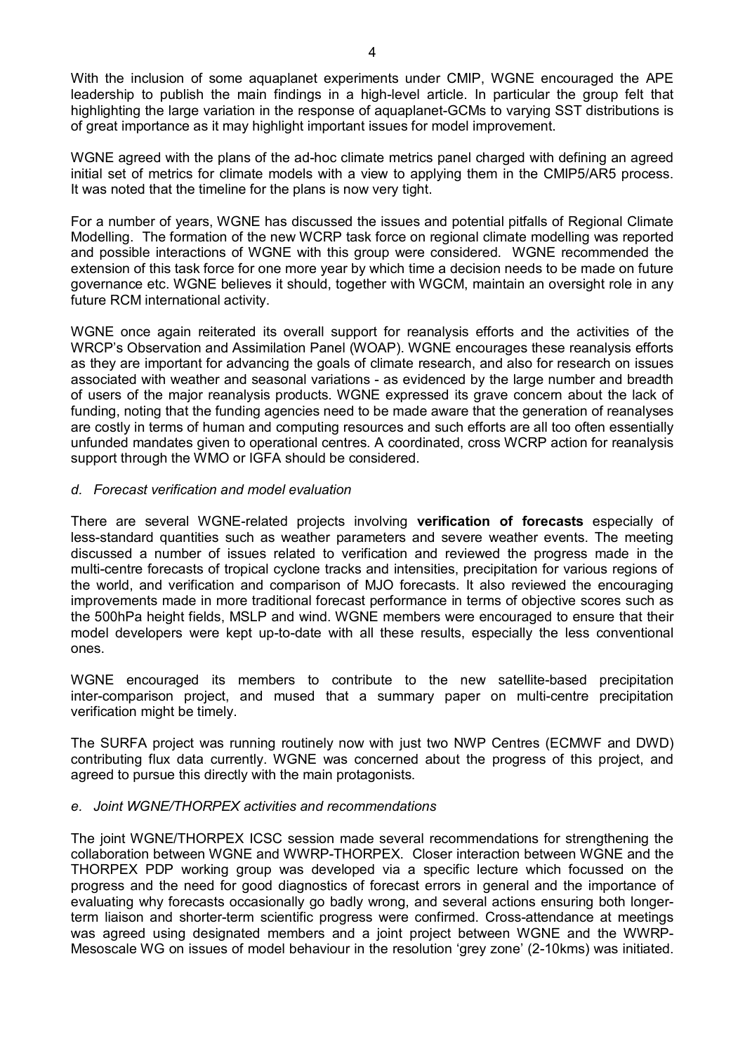With the inclusion of some aquaplanet experiments under CMIP, WGNE encouraged the APE leadership to publish the main findings in a high-level article. In particular the group felt that highlighting the large variation in the response of aquaplanet-GCMs to varying SST distributions is of great importance as it may highlight important issues for model improvement.

WGNE agreed with the plans of the ad-hoc climate metrics panel charged with defining an agreed initial set of metrics for climate models with a view to applying them in the CMIP5/AR5 process. It was noted that the timeline for the plans is now very tight.

For a number of years, WGNE has discussed the issues and potential pitfalls of Regional Climate Modelling. The formation of the new WCRP task force on regional climate modelling was reported and possible interactions of WGNE with this group were considered. WGNE recommended the extension of this task force for one more year by which time a decision needs to be made on future governance etc. WGNE believes it should, together with WGCM, maintain an oversight role in any future RCM international activity.

WGNE once again reiterated its overall support for reanalysis efforts and the activities of the WRCP's Observation and Assimilation Panel (WOAP). WGNE encourages these reanalysis efforts as they are important for advancing the goals of climate research, and also for research on issues associated with weather and seasonal variations - as evidenced by the large number and breadth of users of the major reanalysis products. WGNE expressed its grave concern about the lack of funding, noting that the funding agencies need to be made aware that the generation of reanalyses are costly in terms of human and computing resources and such efforts are all too often essentially unfunded mandates given to operational centres. A coordinated, cross WCRP action for reanalysis support through the WMO or IGFA should be considered.

*d. Forecast verification and model evaluation*

There are several WGNE-related projects involving **verification of forecasts** especially of less-standard quantities such as weather parameters and severe weather events. The meeting discussed a number of issues related to verification and reviewed the progress made in the multi-centre forecasts of tropical cyclone tracks and intensities, precipitation for various regions of the world, and verification and comparison of MJO forecasts. It also reviewed the encouraging improvements made in more traditional forecast performance in terms of objective scores such as the 500hPa height fields, MSLP and wind. WGNE members were encouraged to ensure that their model developers were kept up-to-date with all these results, especially the less conventional ones.

WGNE encouraged its members to contribute to the new satellite-based precipitation inter-comparison project, and mused that a summary paper on multi-centre precipitation verification might be timely.

The SURFA project was running routinely now with just two NWP Centres (ECMWF and DWD) contributing flux data currently. WGNE was concerned about the progress of this project, and agreed to pursue this directly with the main protagonists.

*e. Joint WGNE/THORPEX activities and recommendations*

The joint WGNE/THORPEX ICSC session made several recommendations for strengthening the collaboration between WGNE and WWRP-THORPEX. Closer interaction between WGNE and the THORPEX PDP working group was developed via a specific lecture which focussed on the progress and the need for good diagnostics of forecast errors in general and the importance of evaluating why forecasts occasionally go badly wrong, and several actions ensuring both longer-term liaison and shorter-term scientific progress were confirmed. Cross-attendance at meetings was agreed using designated members and a joint project between WGNE and the WWRP-Mesoscale WG on issues of model behaviour in the resolution 'grey zone' (2-10kms) was initiated.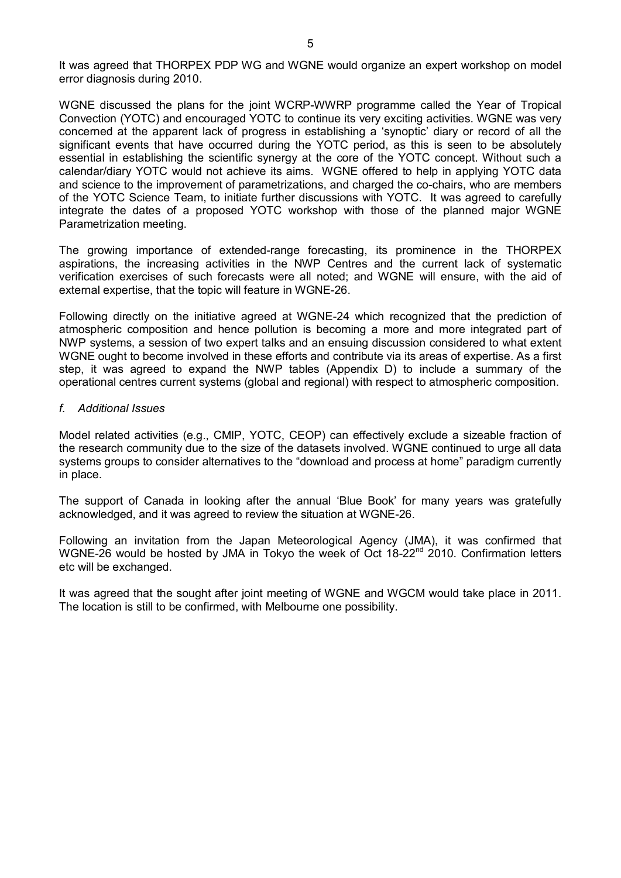It was agreed that THORPEX PDP WG and WGNE would organize an expert workshop on model error diagnosis during 2010.

WGNE discussed the plans for the joint WCRP-WWRP programme called the Year of Tropical Convection (YOTC) and encouraged YOTC to continue its very exciting activities. WGNE was very concerned at the apparent lack of progress in establishing a 'synoptic' diary or record of all the significant events that have occurred during the YOTC period, as this is seen to be absolutely essential in establishing the scientific synergy at the core of the YOTC concept. Without such a calendar/diary YOTC would not achieve its aims. WGNE offered to help in applying YOTC data and science to the improvement of parametrizations, and charged the co-chairs, who are members of the YOTC Science Team, to initiate further discussions with YOTC. It was agreed to carefully integrate the dates of a proposed YOTC workshop with those of the planned major WGNE Parametrization meeting.

The growing importance of extended-range forecasting, its prominence in the THORPEX aspirations, the increasing activities in the NWP Centres and the current lack of systematic verification exercises of such forecasts were all noted; and WGNE will ensure, with the aid of external expertise, that the topic will feature in WGNE-26.

Following directly on the initiative agreed at WGNE-24 which recognized that the prediction of atmospheric composition and hence pollution is becoming a more and more integrated part of NWP systems, a session of two expert talks and an ensuing discussion considered to what extent WGNE ought to become involved in these efforts and contribute via its areas of expertise. As a first step, it was agreed to expand the NWP tables (Appendix D) to include a summary of the operational centres current systems (global and regional) with respect to atmospheric composition.

*f. Additional Issues*

Model related activities (e.g., CMIP, YOTC, CEOP) can effectively exclude a sizeable fraction of the research community due to the size of the datasets involved. WGNE continued to urge all data systems groups to consider alternatives to the "download and process at home" paradigm currently in place.

The support of Canada in looking after the annual 'Blue Book' for many years was gratefully acknowledged, and it was agreed to review the situation at WGNE-26.

Following an invitation from the Japan Meteorological Agency (JMA), it was confirmed that WGNE-26 would be hosted by JMA in Tokyo the week of Oct 18-22nd 2010. Confirmation letters etc will be exchanged.

It was agreed that the sought after joint meeting of WGNE and WGCM would take place in 2011. The location is still to be confirmed, with Melbourne one possibility.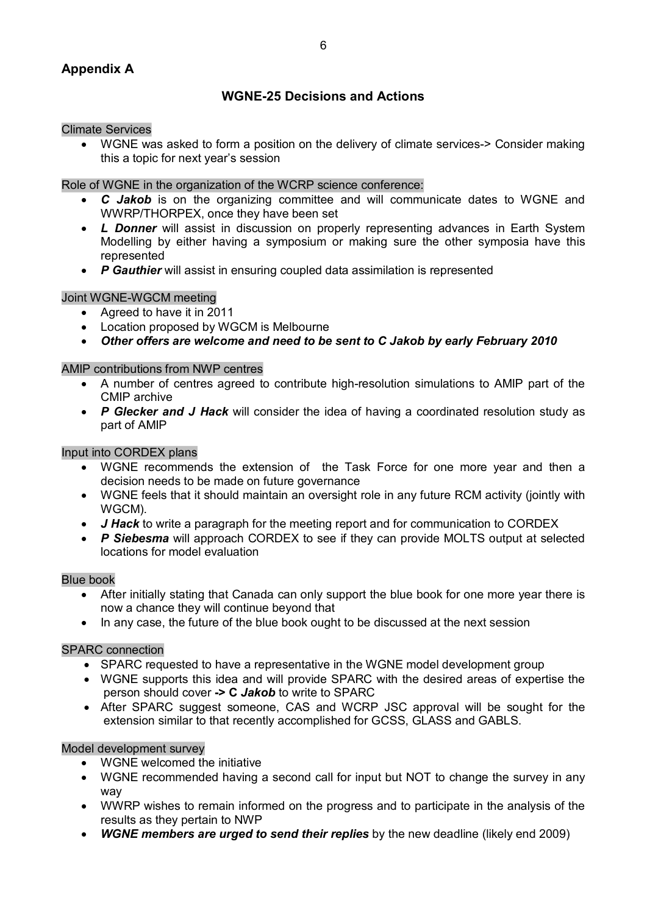## Appendix A

### WGNE-25 Decisions and Actions

Climate Services

- WGNE was asked to form a position on the delivery of climate services-> Consider making this a topic for next year's session

Role of WGNE in the organization of the WCRP science conference:

- ***C Jakob*** is on the organizing committee and will communicate dates to WGNE and WWRP/THORPEX, once they have been set
- ***L Donner*** will assist in discussion on properly representing advances in Earth System Modelling by either having a symposium or making sure the other symposia have this represented
- ***P Gauthier*** will assist in ensuring coupled data assimilation is represented

Joint WGNE-WGCM meeting

- Agreed to have it in 2011
- Location proposed by WGCM is Melbourne
- ***Other offers are welcome and need to be sent to C Jakob by early February 2010***

AMIP contributions from NWP centres

- A number of centres agreed to contribute high-resolution simulations to AMIP part of the CMIP archive
- ***P Glecker and J Hack*** will consider the idea of having a coordinated resolution study as part of AMIP

Input into CORDEX plans

- WGNE recommends the extension of the Task Force for one more year and then a decision needs to be made on future governance
- WGNE feels that it should maintain an oversight role in any future RCM activity (jointly with WGCM).
- ***J Hack*** to write a paragraph for the meeting report and for communication to CORDEX
- ***P Siebesma*** will approach CORDEX to see if they can provide MOLTS output at selected locations for model evaluation

Blue book

- After initially stating that Canada can only support the blue book for one more year there is now a chance they will continue beyond that
- In any case, the future of the blue book ought to be discussed at the next session

SPARC connection

- SPARC requested to have a representative in the WGNE model development group
- WGNE supports this idea and will provide SPARC with the desired areas of expertise the person should cover ***-> C Jakob*** to write to SPARC
- After SPARC suggest someone, CAS and WCRP JSC approval will be sought for the extension similar to that recently accomplished for GCSS, GLASS and GABLS.

Model development survey

- WGNE welcomed the initiative
- WGNE recommended having a second call for input but NOT to change the survey in any way
- WWRP wishes to remain informed on the progress and to participate in the analysis of the results as they pertain to NWP
- ***WGNE members are urged to send their replies*** by the new deadline (likely end 2009)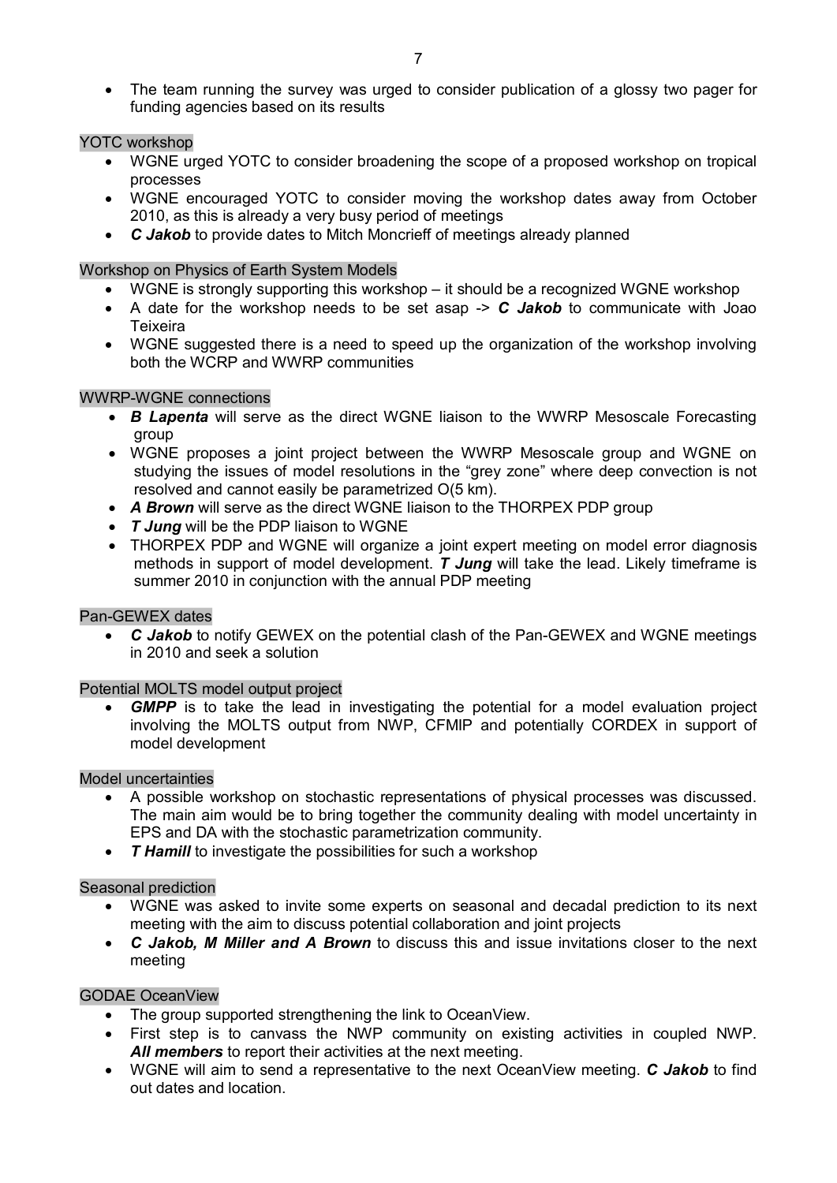- The team running the survey was urged to consider publication of a glossy two pager for funding agencies based on its results

YOTC workshop

- WGNE urged YOTC to consider broadening the scope of a proposed workshop on tropical processes
- WGNE encouraged YOTC to consider moving the workshop dates away from October 2010, as this is already a very busy period of meetings
- ***C Jakob*** to provide dates to Mitch Moncrieff of meetings already planned

Workshop on Physics of Earth System Models

- WGNE is strongly supporting this workshop – it should be a recognized WGNE workshop
- A date for the workshop needs to be set asap -> ***C Jakob*** to communicate with Joao Teixeira
- WGNE suggested there is a need to speed up the organization of the workshop involving both the WCRP and WWRP communities

WWRP-WGNE connections

- ***B Lapenta*** will serve as the direct WGNE liaison to the WWRP Mesoscale Forecasting group
- WGNE proposes a joint project between the WWRP Mesoscale group and WGNE on studying the issues of model resolutions in the "grey zone" where deep convection is not resolved and cannot easily be parametrized O(5 km).
- ***A Brown*** will serve as the direct WGNE liaison to the THORPEX PDP group
- ***T Jung*** will be the PDP liaison to WGNE
- THORPEX PDP and WGNE will organize a joint expert meeting on model error diagnosis methods in support of model development. ***T Jung*** will take the lead. Likely timeframe is summer 2010 in conjunction with the annual PDP meeting

Pan-GEWEX dates

- ***C Jakob*** to notify GEWEX on the potential clash of the Pan-GEWEX and WGNE meetings in 2010 and seek a solution

Potential MOLTS model output project

- ***GMPP*** is to take the lead in investigating the potential for a model evaluation project involving the MOLTS output from NWP, CFMIP and potentially CORDEX in support of model development

Model uncertainties

- A possible workshop on stochastic representations of physical processes was discussed. The main aim would be to bring together the community dealing with model uncertainty in EPS and DA with the stochastic parametrization community.
- ***T Hamill*** to investigate the possibilities for such a workshop

Seasonal prediction

- WGNE was asked to invite some experts on seasonal and decadal prediction to its next meeting with the aim to discuss potential collaboration and joint projects
- ***C Jakob, M Miller and A Brown*** to discuss this and issue invitations closer to the next meeting

GODAE OceanView

- The group supported strengthening the link to OceanView.
- First step is to canvass the NWP community on existing activities in coupled NWP. ***All members*** to report their activities at the next meeting.
- WGNE will aim to send a representative to the next OceanView meeting. ***C Jakob*** to find out dates and location.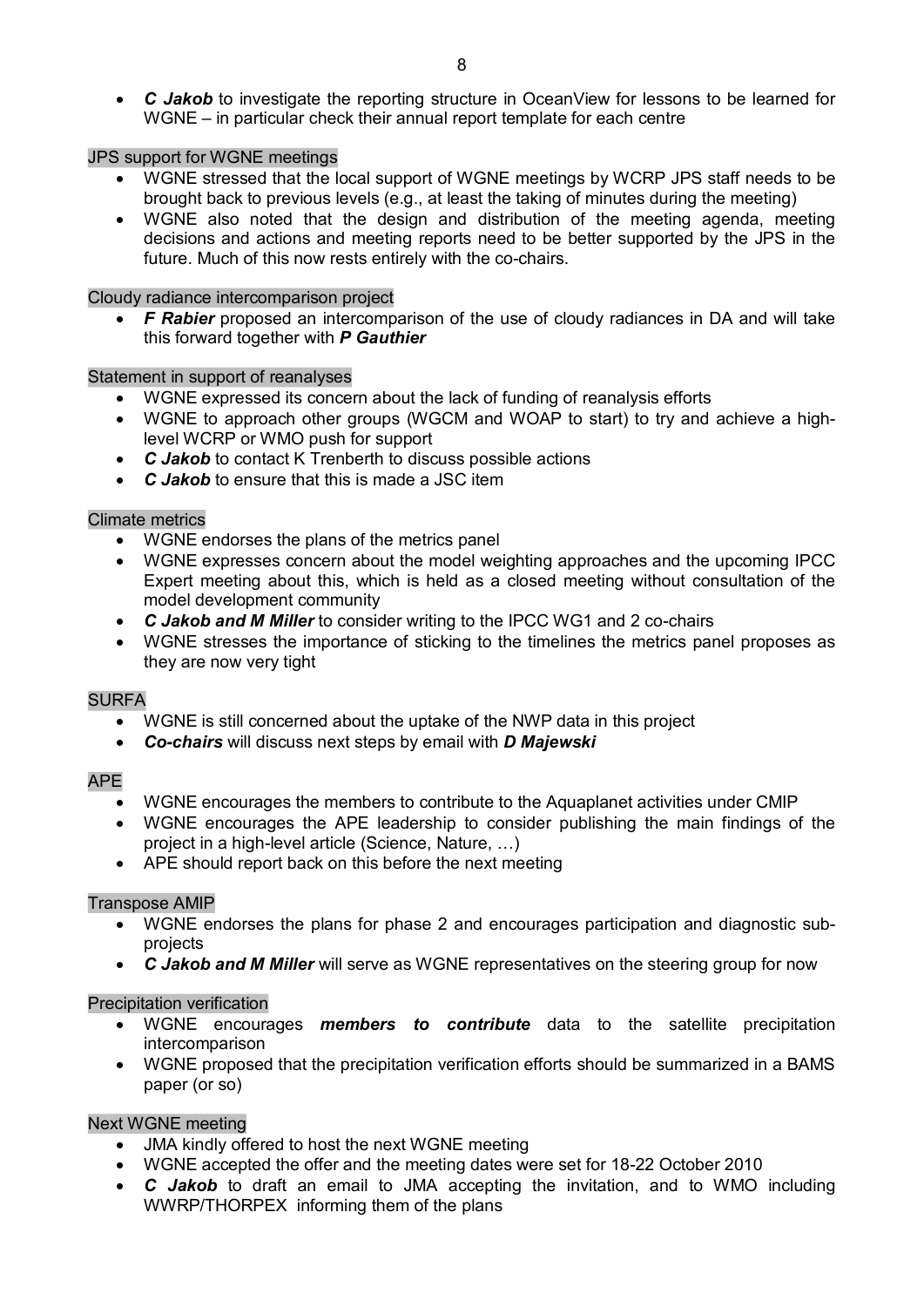- ***C Jakob*** to investigate the reporting structure in OceanView for lessons to be learned for WGNE – in particular check their annual report template for each centre

JPS support for WGNE meetings

- WGNE stressed that the local support of WGNE meetings by WCRP JPS staff needs to be brought back to previous levels (e.g., at least the taking of minutes during the meeting)
- WGNE also noted that the design and distribution of the meeting agenda, meeting decisions and actions and meeting reports need to be better supported by the JPS in the future. Much of this now rests entirely with the co-chairs.

Cloudy radiance intercomparison project

- ***F Rabier*** proposed an intercomparison of the use of cloudy radiances in DA and will take this forward together with ***P Gauthier***

Statement in support of reanalyses

- WGNE expressed its concern about the lack of funding of reanalysis efforts
- WGNE to approach other groups (WGCM and WOAP to start) to try and achieve a high-level WCRP or WMO push for support
- ***C Jakob*** to contact K Trenberth to discuss possible actions
- ***C Jakob*** to ensure that this is made a JSC item

Climate metrics

- WGNE endorses the plans of the metrics panel
- WGNE expresses concern about the model weighting approaches and the upcoming IPCC Expert meeting about this, which is held as a closed meeting without consultation of the model development community
- ***C Jakob and M Miller*** to consider writing to the IPCC WG1 and 2 co-chairs
- WGNE stresses the importance of sticking to the timelines the metrics panel proposes as they are now very tight

SURFA

- WGNE is still concerned about the uptake of the NWP data in this project
- ***Co-chairs*** will discuss next steps by email with ***D Majewski***

APE

- WGNE encourages the members to contribute to the Aquaplanet activities under CMIP
- WGNE encourages the APE leadership to consider publishing the main findings of the project in a high-level article (Science, Nature, …)
- APE should report back on this before the next meeting

Transpose AMIP

- WGNE endorses the plans for phase 2 and encourages participation and diagnostic sub-projects
- ***C Jakob and M Miller*** will serve as WGNE representatives on the steering group for now

Precipitation verification

- WGNE encourages ***members to contribute*** data to the satellite precipitation intercomparison
- WGNE proposed that the precipitation verification efforts should be summarized in a BAMS paper (or so)

Next WGNE meeting

- JMA kindly offered to host the next WGNE meeting
- WGNE accepted the offer and the meeting dates were set for 18-22 October 2010
- ***C Jakob*** to draft an email to JMA accepting the invitation, and to WMO including WWRP/THORPEX informing them of the plans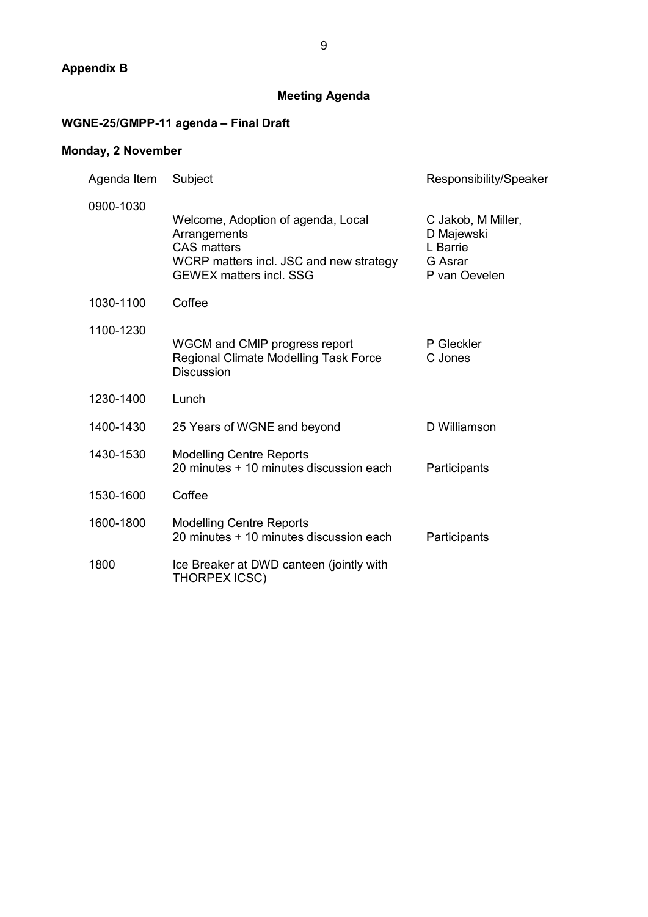**Appendix B**

## Meeting Agenda

### WGNE-25/GMPP-11 agenda – Final Draft

### Monday, 2 November

| Agenda Item | Subject | Responsibility/Speaker |
| --- | --- | --- |
| 0900-1030 | Welcome, Adoption of agenda, Local Arrangements | C Jakob, M Miller, D Majewski |
| | CAS matters | L Barrie |
| | WCRP matters incl. JSC and new strategy | G Asrar |
| | GEWEX matters incl. SSG | P van Oevelen |
| 1030-1100 | Coffee | |
| 1100-1230 | WGCM and CMIP progress report | P Gleckler |
| | Regional Climate Modelling Task Force | C Jones |
| | Discussion | |
| 1230-1400 | Lunch | |
| 1400-1430 | 25 Years of WGNE and beyond | D Williamson |
| 1430-1530 | Modelling Centre Reports<br>20 minutes + 10 minutes discussion each | Participants |
| 1530-1600 | Coffee | |
| 1600-1800 | Modelling Centre Reports<br>20 minutes + 10 minutes discussion each | Participants |
| 1800 | Ice Breaker at DWD canteen (jointly with THORPEX ICSC) | |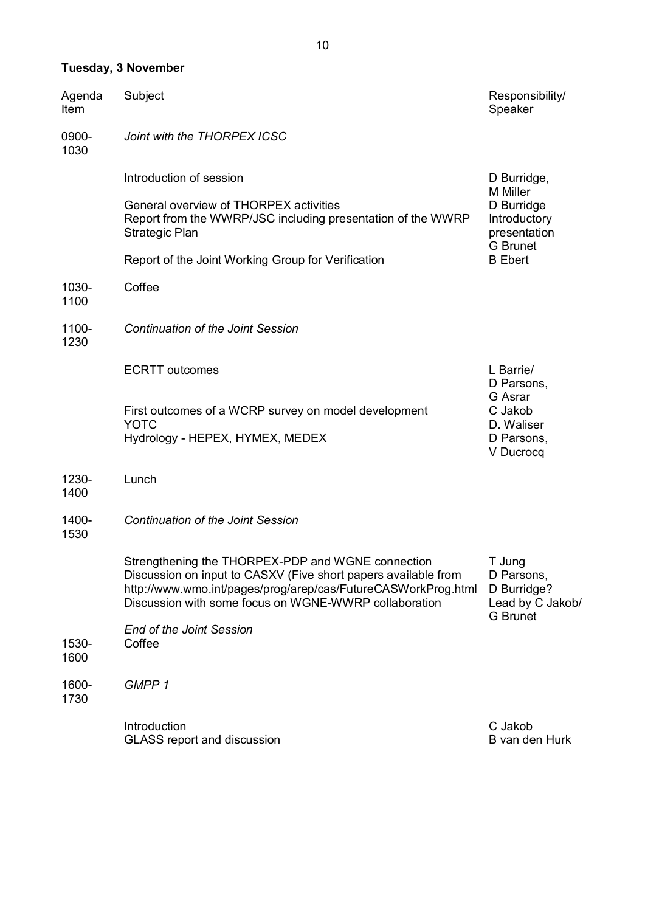**Tuesday, 3 November**

| Agenda Item | Subject | Responsibility/ Speaker |
|---|---|---|
| 0900-1030 | *Joint with the THORPEX ICSC* | |
| | Introduction of session | D Burridge, M Miller |
| | General overview of THORPEX activities | D Burridge |
| | Report from the WWRP/JSC including presentation of the WWRP Strategic Plan | Introductory presentation G Brunet |
| | Report of the Joint Working Group for Verification | B Ebert |
| 1030-1100 | Coffee | |
| 1100-1230 | *Continuation of the Joint Session* | |
| | ECRTT outcomes | L Barrie/ D Parsons, G Asrar |
| | First outcomes of a WCRP survey on model development | C Jakob |
| | YOTC | D. Waliser |
| | Hydrology - HEPEX, HYMEX, MEDEX | D Parsons, V Ducrocq |
| 1230-1400 | Lunch | |
| 1400-1530 | *Continuation of the Joint Session* | |
| | Strengthening the THORPEX-PDP and WGNE connection | T Jung |
| | Discussion on input to CASXV (Five short papers available from http://www.wmo.int/pages/prog/arep/cas/FutureCASWorkProg.html | D Parsons, D Burridge? |
| | Discussion with some focus on WGNE-WWRP collaboration | Lead by C Jakob/ G Brunet |
| | *End of the Joint Session* | |
| 1530-1600 | Coffee | |
| 1600-1730 | *GMPP 1* | |
| | Introduction | C Jakob |
| | GLASS report and discussion | B van den Hurk |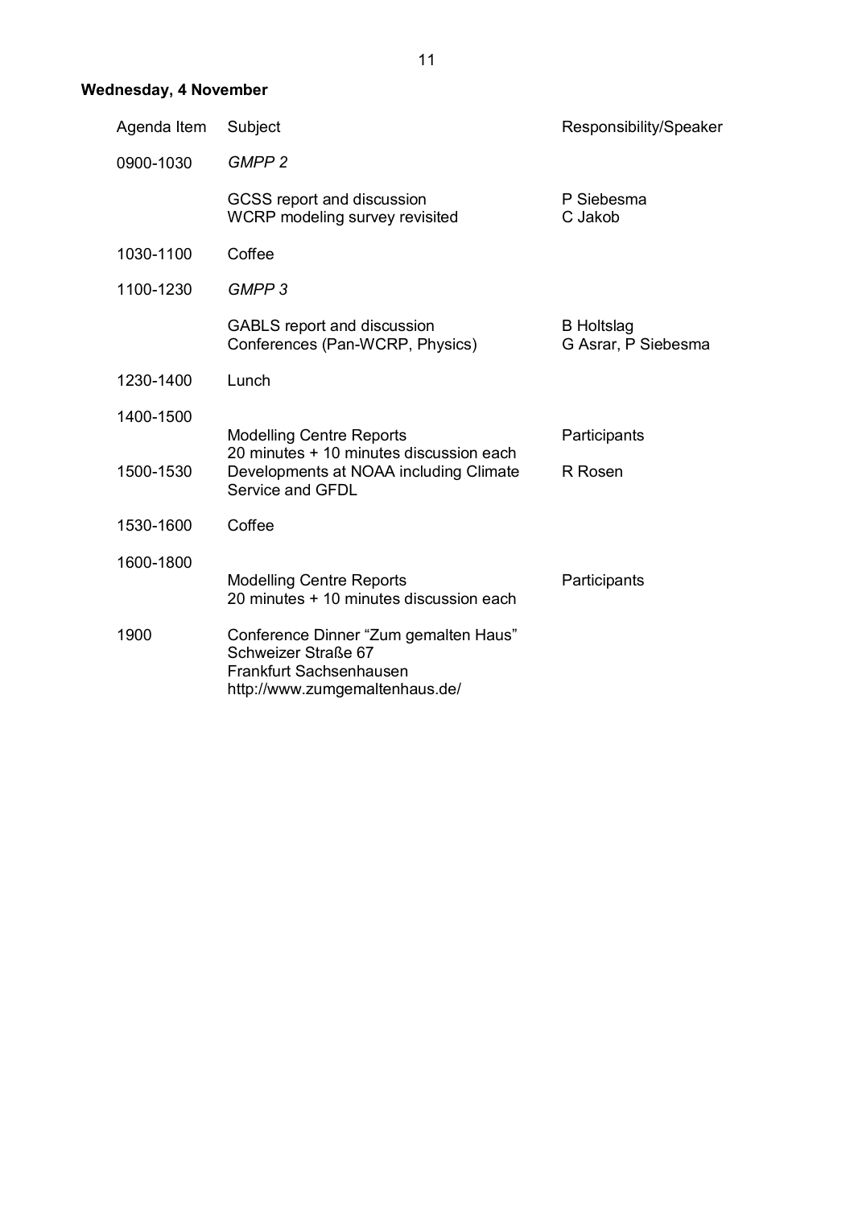**Wednesday, 4 November**

| Agenda Item | Subject | Responsibility/Speaker |
| --- | --- | --- |
| 0900-1030 | *GMPP 2* | |
| | GCSS report and discussion<br>WCRP modeling survey revisited | P Siebesma<br>C Jakob |
| 1030-1100 | Coffee | |
| 1100-1230 | *GMPP 3* | |
| | GABLS report and discussion<br>Conferences (Pan-WCRP, Physics) | B Holtslag<br>G Asrar, P Siebesma |
| 1230-1400 | Lunch | |
| 1400-1500 | Modelling Centre Reports<br>20 minutes + 10 minutes discussion each | Participants |
| 1500-1530 | Developments at NOAA including Climate Service and GFDL | R Rosen |
| 1530-1600 | Coffee | |
| 1600-1800 | Modelling Centre Reports<br>20 minutes + 10 minutes discussion each | Participants |
| 1900 | Conference Dinner “Zum gemalten Haus”<br>Schweizer Straße 67<br>Frankfurt Sachsenhausen<br>http://www.zumgemaltenhaus.de/ | |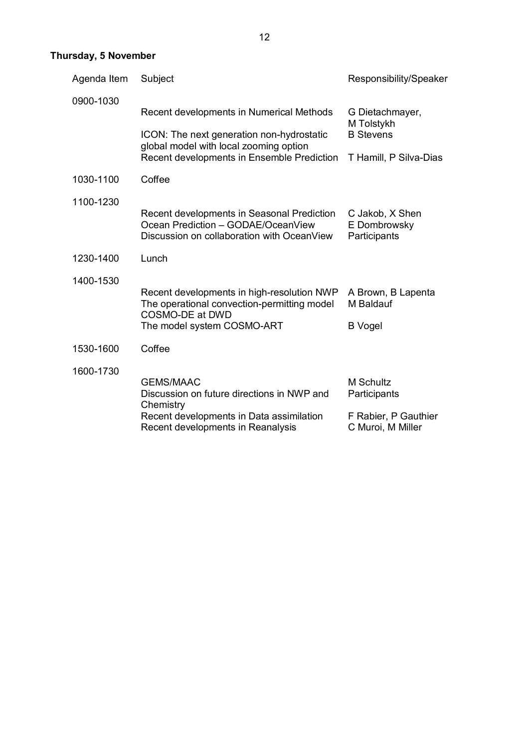**Thursday, 5 November**

| Agenda Item | Subject | Responsibility/Speaker |
|---|---|---|
| 0900-1030 | | |
| | Recent developments in Numerical Methods | G Dietachmayer, M Tolstykh |
| | ICON: The next generation non-hydrostatic global model with local zooming option | B Stevens |
| | Recent developments in Ensemble Prediction | T Hamill, P Silva-Dias |
| 1030-1100 | Coffee | |
| 1100-1230 | | |
| | Recent developments in Seasonal Prediction | C Jakob, X Shen |
| | Ocean Prediction – GODAE/OceanView | E Dombrowsky |
| | Discussion on collaboration with OceanView | Participants |
| 1230-1400 | Lunch | |
| 1400-1530 | | |
| | Recent developments in high-resolution NWP | A Brown, B Lapenta |
| | The operational convection-permitting model COSMO-DE at DWD | M Baldauf |
| | The model system COSMO-ART | B Vogel |
| 1530-1600 | Coffee | |
| 1600-1730 | | |
| | GEMS/MAAC | M Schultz |
| | Discussion on future directions in NWP and Chemistry | Participants |
| | Recent developments in Data assimilation | F Rabier, P Gauthier |
| | Recent developments in Reanalysis | C Muroi, M Miller |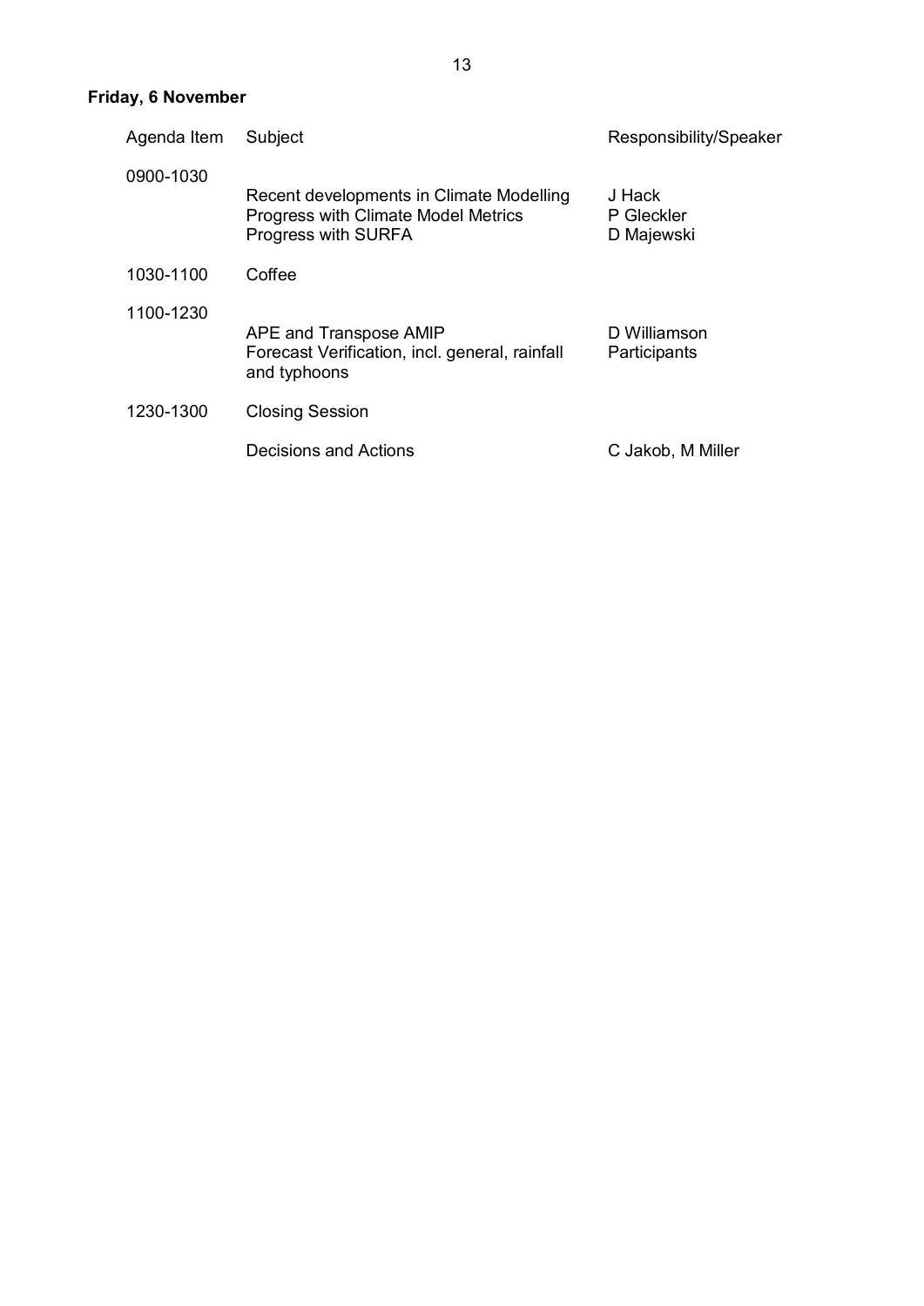**Friday, 6 November**

| Agenda Item | Subject | Responsibility/Speaker |
| --- | --- | --- |
| 0900-1030 | | |
| | Recent developments in Climate Modelling | J Hack |
| | Progress with Climate Model Metrics | P Gleckler |
| | Progress with SURFA | D Majewski |
| 1030-1100 | Coffee | |
| 1100-1230 | | |
| | APE and Transpose AMIP | D Williamson |
| | Forecast Verification, incl. general, rainfall and typhoons | Participants |
| 1230-1300 | Closing Session | |
| | Decisions and Actions | C Jakob, M Miller |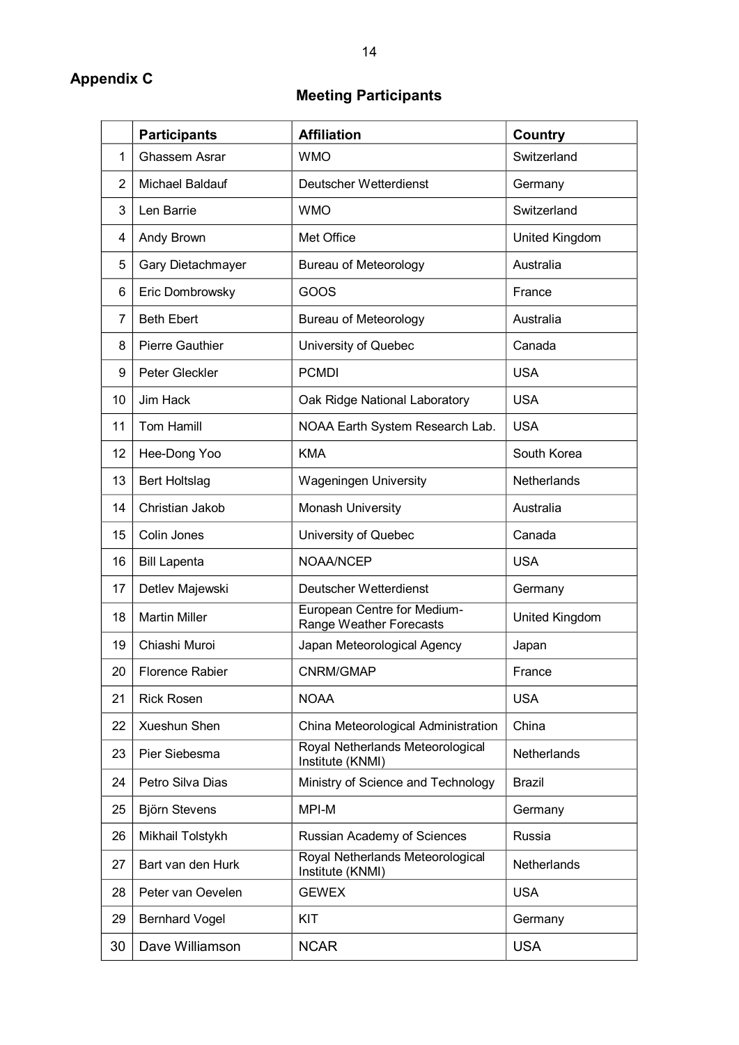## Appendix C

### Meeting Participants

| | Participants | Affiliation | Country |
|---|---|---|---|
| 1 | Ghassem Asrar | WMO | Switzerland |
| 2 | Michael Baldauf | Deutscher Wetterdienst | Germany |
| 3 | Len Barrie | WMO | Switzerland |
| 4 | Andy Brown | Met Office | United Kingdom |
| 5 | Gary Dietachmayer | Bureau of Meteorology | Australia |
| 6 | Eric Dombrowsky | GOOS | France |
| 7 | Beth Ebert | Bureau of Meteorology | Australia |
| 8 | Pierre Gauthier | University of Quebec | Canada |
| 9 | Peter Gleckler | PCMDI | USA |
| 10 | Jim Hack | Oak Ridge National Laboratory | USA |
| 11 | Tom Hamill | NOAA Earth System Research Lab. | USA |
| 12 | Hee-Dong Yoo | KMA | South Korea |
| 13 | Bert Holtslag | Wageningen University | Netherlands |
| 14 | Christian Jakob | Monash University | Australia |
| 15 | Colin Jones | University of Quebec | Canada |
| 16 | Bill Lapenta | NOAA/NCEP | USA |
| 17 | Detlev Majewski | Deutscher Wetterdienst | Germany |
| 18 | Martin Miller | European Centre for Medium-Range Weather Forecasts | United Kingdom |
| 19 | Chiashi Muroi | Japan Meteorological Agency | Japan |
| 20 | Florence Rabier | CNRM/GMAP | France |
| 21 | Rick Rosen | NOAA | USA |
| 22 | Xueshun Shen | China Meteorological Administration | China |
| 23 | Pier Siebesma | Royal Netherlands Meteorological Institute (KNMI) | Netherlands |
| 24 | Petro Silva Dias | Ministry of Science and Technology | Brazil |
| 25 | Björn Stevens | MPI-M | Germany |
| 26 | Mikhail Tolstykh | Russian Academy of Sciences | Russia |
| 27 | Bart van den Hurk | Royal Netherlands Meteorological Institute (KNMI) | Netherlands |
| 28 | Peter van Oevelen | GEWEX | USA |
| 29 | Bernhard Vogel | KIT | Germany |
| 30 | Dave Williamson | NCAR | USA |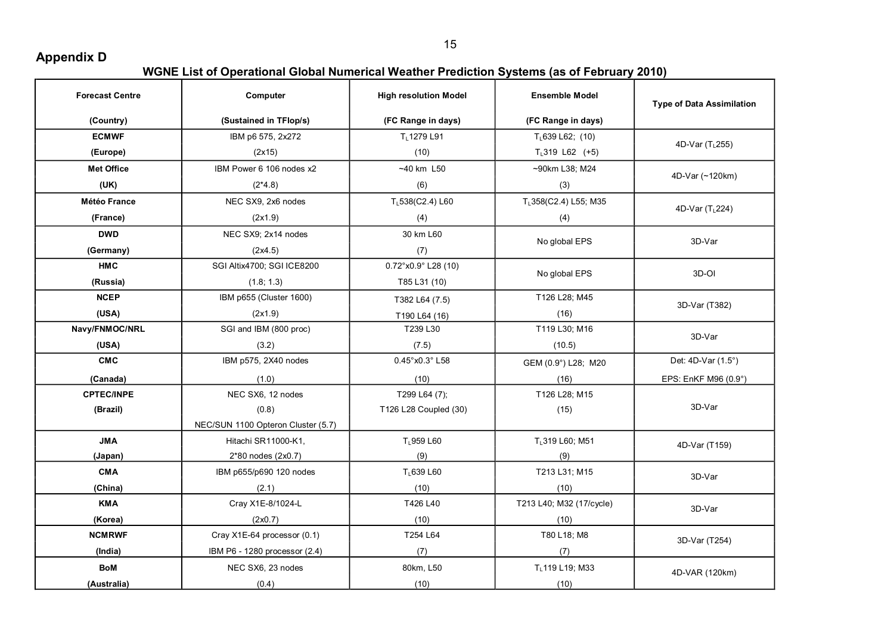## Appendix D

**WGNE List of Operational Global Numerical Weather Prediction Systems (as of February 2010)**

| Forecast Centre (Country) | Computer (Sustained in TFlop/s) | High resolution Model (FC Range in days) | Ensemble Model (FC Range in days) | Type of Data Assimilation |
|---|---|---|---|---|
| **ECMWF** **(Europe)** | IBM p6 575, 2x272 (2x15) | $T_L$1279 L91 (10) | $T_L$639 L62; (10) $T_L$319 L62 (+5) | 4D-Var ($T_L$255) |
| **Met Office** **(UK)** | IBM Power 6 106 nodes x2 (2*4.8) | ~40 km L50 (6) | ~90km L38; M24 (3) | 4D-Var (~120km) |
| **Météo France** **(France)** | NEC SX9, 2x6 nodes (2x1.9) | $T_L$538(C2.4) L60 (4) | $T_L$358(C2.4) L55; M35 (4) | 4D-Var ($T_L$224) |
| **DWD** **(Germany)** | NEC SX9; 2x14 nodes (2x4.5) | 30 km L60 (7) | No global EPS | 3D-Var |
| **HMC** **(Russia)** | SGI Altix4700; SGI ICE8200 (1.8; 1.3) | 0.72°x0.9° L28 (10) T85 L31 (10) | No global EPS | 3D-OI |
| **NCEP** **(USA)** | IBM p655 (Cluster 1600) (2x1.9) | T382 L64 (7.5) T190 L64 (16) | T126 L28; M45 (16) | 3D-Var (T382) |
| **Navy/FNMOC/NRL** **(USA)** | SGI and IBM (800 proc) (3.2) | T239 L30 (7.5) | T119 L30; M16 (10.5) | 3D-Var |
| **CMC** **(Canada)** | IBM p575, 2X40 nodes (1.0) | 0.45°x0.3° L58 (10) | GEM (0.9°) L28; M20 (16) | Det: 4D-Var (1.5°) EPS: EnKF M96 (0.9°) |
| **CPTEC/INPE** **(Brazil)** | NEC SX6, 12 nodes (0.8) NEC/SUN 1100 Opteron Cluster (5.7) | T299 L64 (7); T126 L28 Coupled (30) | T126 L28; M15 (15) | 3D-Var |
| **JMA** **(Japan)** | Hitachi SR11000-K1, 2*80 nodes (2x0.7) | $T_L$959 L60 (9) | $T_L$319 L60; M51 (9) | 4D-Var (T159) |
| **CMA** **(China)** | IBM p655/p690 120 nodes (2.1) | $T_L$639 L60 (10) | T213 L31; M15 (10) | 3D-Var |
| **KMA** **(Korea)** | Cray X1E-8/1024-L (2x0.7) | T426 L40 (10) | T213 L40; M32 (17/cycle) (10) | 3D-Var |
| **NCMRWF** **(India)** | Cray X1E-64 processor (0.1) IBM P6 - 1280 processor (2.4) | T254 L64 (7) | T80 L18; M8 (7) | 3D-Var (T254) |
| **BoM** **(Australia)** | NEC SX6, 23 nodes (0.4) | 80km, L50 (10) | $T_L$119 L19; M33 (10) | 4D-VAR (120km) |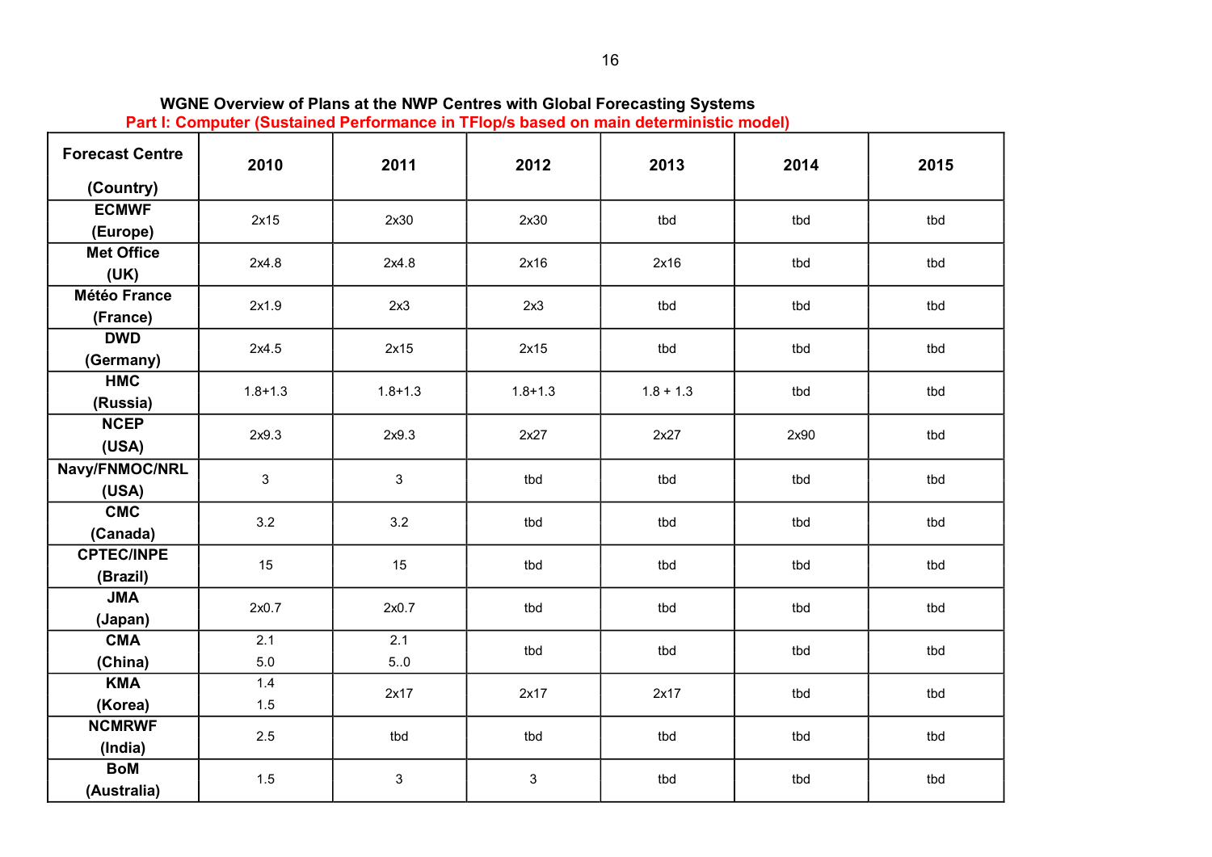**WGNE Overview of Plans at the NWP Centres with Global Forecasting Systems**

**Part I: Computer (Sustained Performance in TFlop/s based on main deterministic model)**

| Forecast Centre (Country) | 2010 | 2011 | 2012 | 2013 | 2014 | 2015 |
|---|---|---|---|---|---|---|
| **ECMWF (Europe)** | 2x15 | 2x30 | 2x30 | tbd | tbd | tbd |
| **Met Office (UK)** | 2x4.8 | 2x4.8 | 2x16 | 2x16 | tbd | tbd |
| **Météo France (France)** | 2x1.9 | 2x3 | 2x3 | tbd | tbd | tbd |
| **DWD (Germany)** | 2x4.5 | 2x15 | 2x15 | tbd | tbd | tbd |
| **HMC (Russia)** | 1.8+1.3 | 1.8+1.3 | 1.8+1.3 | 1.8 + 1.3 | tbd | tbd |
| **NCEP (USA)** | 2x9.3 | 2x9.3 | 2x27 | 2x27 | 2x90 | tbd |
| **Navy/FNMOC/NRL (USA)** | 3 | 3 | tbd | tbd | tbd | tbd |
| **CMC (Canada)** | 3.2 | 3.2 | tbd | tbd | tbd | tbd |
| **CPTEC/INPE (Brazil)** | 15 | 15 | tbd | tbd | tbd | tbd |
| **JMA (Japan)** | 2x0.7 | 2x0.7 | tbd | tbd | tbd | tbd |
| **CMA (China)** | 2.1 5.0 | 2.1 5..0 | tbd | tbd | tbd | tbd |
| **KMA (Korea)** | 1.4 1.5 | 2x17 | 2x17 | 2x17 | tbd | tbd |
| **NCMRWF (India)** | 2.5 | tbd | tbd | tbd | tbd | tbd |
| **BoM (Australia)** | 1.5 | 3 | 3 | tbd | tbd | tbd |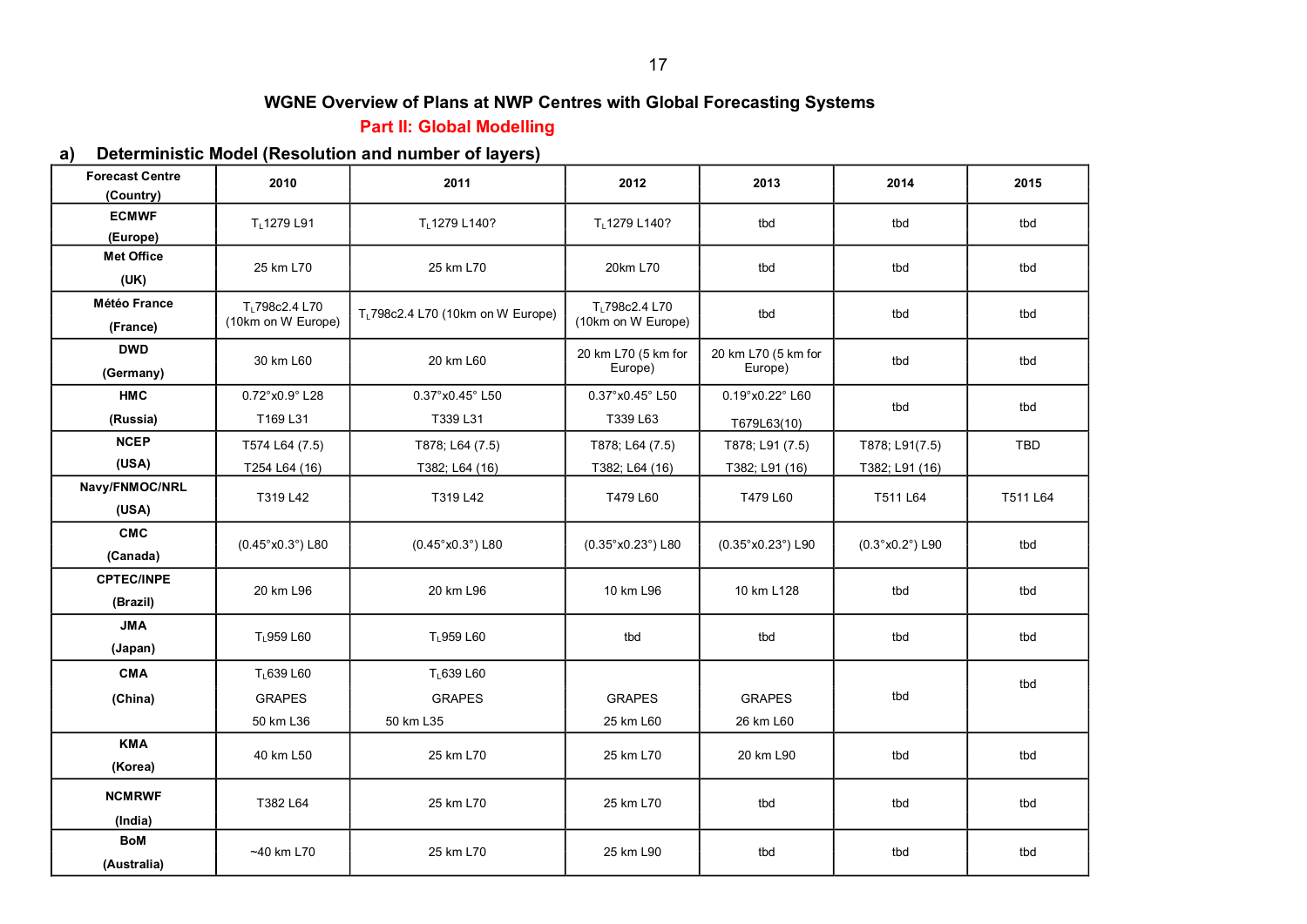## WGNE Overview of Plans at NWP Centres with Global Forecasting Systems

### Part II: Global Modelling

### a) Deterministic Model (Resolution and number of layers)

| Forecast Centre (Country) | 2010 | 2011 | 2012 | 2013 | 2014 | 2015 |
|---|---|---|---|---|---|---|
| ECMWF (Europe) | $T_L$1279 L91 | $T_L$1279 L140? | $T_L$1279 L140? | tbd | tbd | tbd |
| Met Office (UK) | 25 km L70 | 25 km L70 | 20km L70 | tbd | tbd | tbd |
| Météo France (France) | $T_L$798c2.4 L70 (10km on W Europe) | $T_L$798c2.4 L70 (10km on W Europe) | $T_L$798c2.4 L70 (10km on W Europe) | tbd | tbd | tbd |
| DWD (Germany) | 30 km L60 | 20 km L60 | 20 km L70 (5 km for Europe) | 20 km L70 (5 km for Europe) | tbd | tbd |
| HMC (Russia) | 0.72°x0.9° L28<br>T169 L31 | 0.37°x0.45° L50<br>T339 L31 | 0.37°x0.45° L50<br>T339 L63 | 0.19°x0.22° L60<br>T679L63(10) | tbd | tbd |
| NCEP (USA) | T574 L64 (7.5)<br>T254 L64 (16) | T878; L64 (7.5)<br>T382; L64 (16) | T878; L64 (7.5)<br>T382; L64 (16) | T878; L91 (7.5)<br>T382; L91 (16) | T878; L91(7.5)<br>T382; L91 (16) | TBD |
| Navy/FNMOC/NRL (USA) | T319 L42 | T319 L42 | T479 L60 | T479 L60 | T511 L64 | T511 L64 |
| CMC (Canada) | (0.45°x0.3°) L80 | (0.45°x0.3°) L80 | (0.35°x0.23°) L80 | (0.35°x0.23°) L90 | (0.3°x0.2°) L90 | tbd |
| CPTEC/INPE (Brazil) | 20 km L96 | 20 km L96 | 10 km L96 | 10 km L128 | tbd | tbd |
| JMA (Japan) | $T_L$959 L60 | $T_L$959 L60 | tbd | tbd | tbd | tbd |
| CMA (China) | $T_L$639 L60<br>GRAPES<br>50 km L36 | $T_L$639 L60<br>GRAPES<br>50 km L35 | GRAPES<br>25 km L60 | GRAPES<br>26 km L60 | tbd | tbd |
| KMA (Korea) | 40 km L50 | 25 km L70 | 25 km L70 | 20 km L90 | tbd | tbd |
| NCMRWF (India) | T382 L64 | 25 km L70 | 25 km L70 | tbd | tbd | tbd |
| BoM (Australia) | ~40 km L70 | 25 km L70 | 25 km L90 | tbd | tbd | tbd |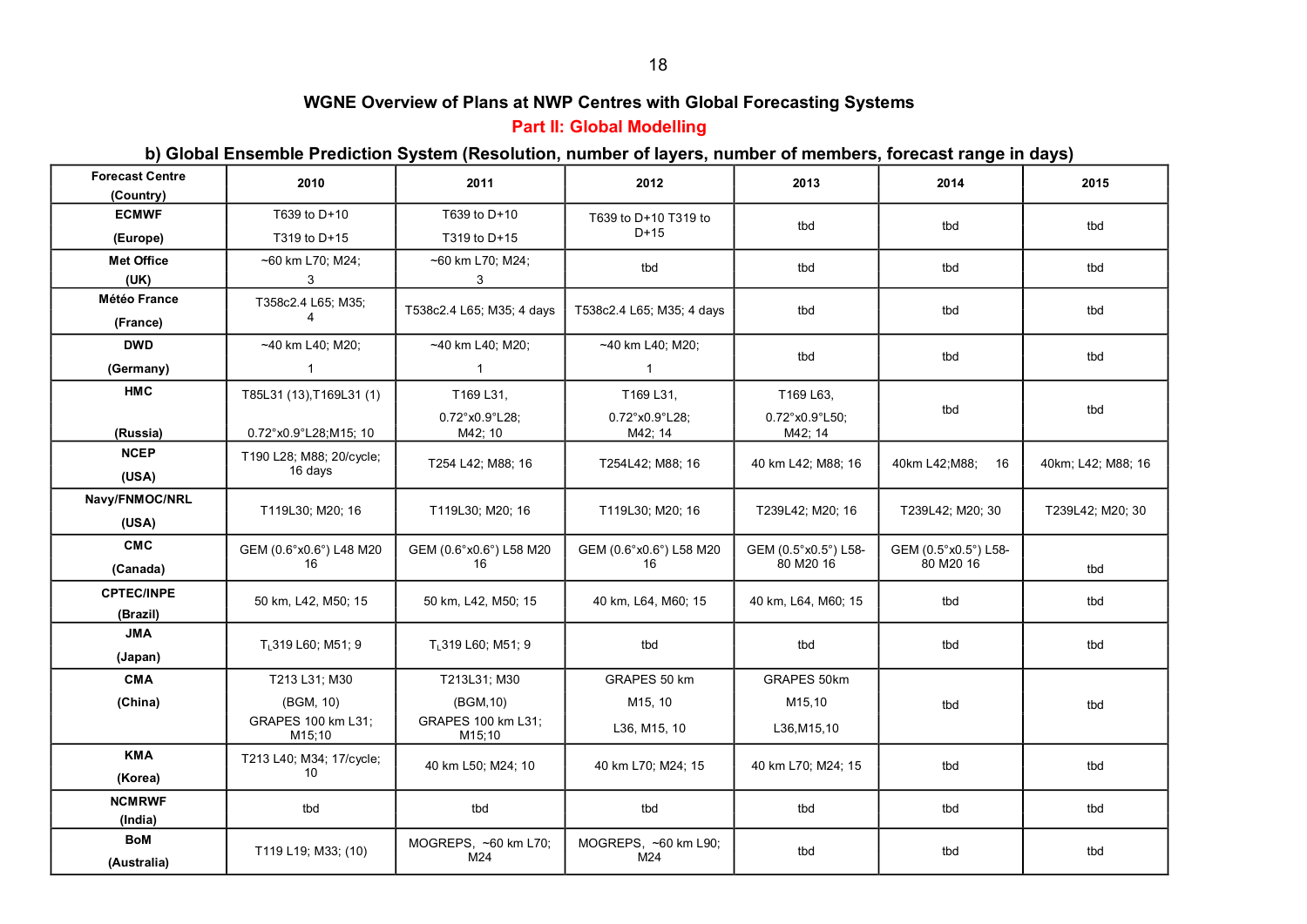### WGNE Overview of Plans at NWP Centres with Global Forecasting Systems

### Part II: Global Modelling

#### b) Global Ensemble Prediction System (Resolution, number of layers, number of members, forecast range in days)

| Forecast Centre (Country) | 2010 | 2011 | 2012 | 2013 | 2014 | 2015 |
|---|---|---|---|---|---|---|
| ECMWF (Europe) | T639 to D+10 T319 to D+15 | T639 to D+10 T319 to D+15 | T639 to D+10 T319 to D+15 | tbd | tbd | tbd |
| Met Office (UK) | ~60 km L70; M24; 3 | ~60 km L70; M24; 3 | tbd | tbd | tbd | tbd |
| Météo France (France) | T358c2.4 L65; M35; 4 | T538c2.4 L65; M35; 4 days | T538c2.4 L65; M35; 4 days | tbd | tbd | tbd |
| DWD (Germany) | ~40 km L40; M20; 1 | ~40 km L40; M20; 1 | ~40 km L40; M20; 1 | tbd | tbd | tbd |
| HMC (Russia) | T85L31 (13),T169L31 (1) 0.72°x0.9°L28;M15; 10 | T169 L31, 0.72°x0.9°L28; M42; 10 | T169 L31, 0.72°x0.9°L28; M42; 14 | T169 L63, 0.72°x0.9°L50; M42; 14 | tbd | tbd |
| NCEP (USA) | T190 L28; M88; 20/cycle; 16 days | T254 L42; M88; 16 | T254L42; M88; 16 | 40 km L42; M88; 16 | 40km L42;M88; 16 | 40km; L42; M88; 16 |
| Navy/FNMOC/NRL (USA) | T119L30; M20; 16 | T119L30; M20; 16 | T119L30; M20; 16 | T239L42; M20; 16 | T239L42; M20; 30 | T239L42; M20; 30 |
| CMC (Canada) | GEM (0.6°x0.6°) L48 M20 16 | GEM (0.6°x0.6°) L58 M20 16 | GEM (0.6°x0.6°) L58 M20 16 | GEM (0.5°x0.5°) L58-80 M20 16 | GEM (0.5°x0.5°) L58-80 M20 16 | tbd |
| CPTEC/INPE (Brazil) | 50 km, L42, M50; 15 | 50 km, L42, M50; 15 | 40 km, L64, M60; 15 | 40 km, L64, M60; 15 | tbd | tbd |
| JMA (Japan) | $T_L$319 L60; M51; 9 | $T_L$319 L60; M51; 9 | tbd | tbd | tbd | tbd |
| CMA (China) | T213 L31; M30 (BGM, 10) GRAPES 100 km L31; M15;10 | T213L31; M30 (BGM,10) GRAPES 100 km L31; M15;10 | GRAPES 50 km M15, 10 L36, M15, 10 | GRAPES 50km M15,10 L36,M15,10 | tbd | tbd |
| KMA (Korea) | T213 L40; M34; 17/cycle; 10 | 40 km L50; M24; 10 | 40 km L70; M24; 15 | 40 km L70; M24; 15 | tbd | tbd |
| NCMRWF (India) | tbd | tbd | tbd | tbd | tbd | tbd |
| BoM (Australia) | T119 L19; M33; (10) | MOGREPS, ~60 km L70; M24 | MOGREPS, ~60 km L90; M24 | tbd | tbd | tbd |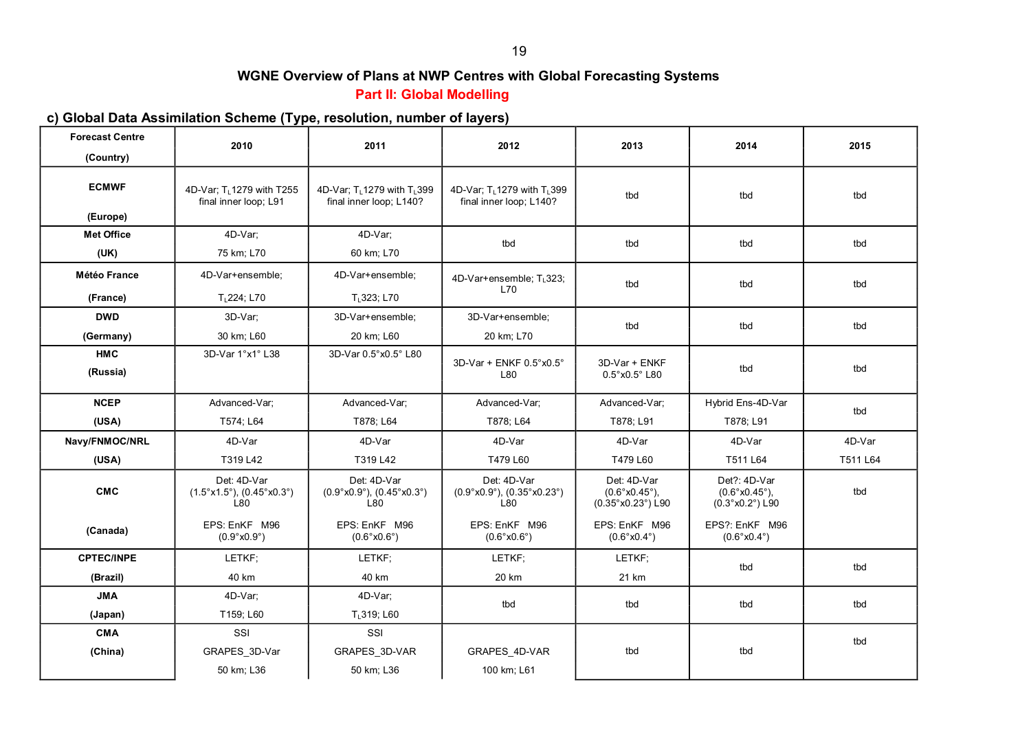## WGNE Overview of Plans at NWP Centres with Global Forecasting Systems

### Part II: Global Modelling

### c) Global Data Assimilation Scheme (Type, resolution, number of layers)

| Forecast Centre (Country) | 2010 | 2011 | 2012 | 2013 | 2014 | 2015 |
|---|---|---|---|---|---|---|
| **ECMWF** (Europe) | 4D-Var; $T_L1279$ with T255 final inner loop; L91 | 4D-Var; $T_L1279$ with $T_L399$ final inner loop; L140? | 4D-Var; $T_L1279$ with $T_L399$ final inner loop; L140? | tbd | tbd | tbd |
| **Met Office** (UK) | 4D-Var; 75 km; L70 | 4D-Var; 60 km; L70 | tbd | tbd | tbd | tbd |
| **Météo France** (France) | 4D-Var+ensemble; $T_L224$; L70 | 4D-Var+ensemble; $T_L323$; L70 | 4D-Var+ensemble; $T_L323$; L70 | tbd | tbd | tbd |
| **DWD** (Germany) | 3D-Var; 30 km; L60 | 3D-Var+ensemble; 20 km; L60 | 3D-Var+ensemble; 20 km; L70 | tbd | tbd | tbd |
| **HMC** (Russia) | 3D-Var 1°x1° L38 | 3D-Var 0.5°x0.5° L80 | 3D-Var + ENKF 0.5°x0.5° L80 | 3D-Var + ENKF 0.5°x0.5° L80 | tbd | tbd |
| **NCEP** (USA) | Advanced-Var; T574; L64 | Advanced-Var; T878; L64 | Advanced-Var; T878; L64 | Advanced-Var; T878; L91 | Hybrid Ens-4D-Var T878; L91 | tbd |
| **Navy/FNMOC/NRL** (USA) | 4D-Var T319 L42 | 4D-Var T319 L42 | 4D-Var T479 L60 | 4D-Var T479 L60 | 4D-Var T511 L64 | 4D-Var T511 L64 |
| **CMC** (Canada) | Det: 4D-Var (1.5°x1.5°), (0.45°x0.3°) L80<br>EPS: EnKF M96 (0.9°x0.9°) | Det: 4D-Var (0.9°x0.9°), (0.45°x0.3°) L80<br>EPS: EnKF M96 (0.6°x0.6°) | Det: 4D-Var (0.9°x0.9°), (0.35°x0.23°) L80<br>EPS: EnKF M96 (0.6°x0.6°) | Det: 4D-Var (0.6°x0.45°), (0.35°x0.23°) L90<br>EPS: EnKF M96 (0.6°x0.4°) | Det?: 4D-Var (0.6°x0.45°), (0.3°x0.2°) L90<br>EPS?: EnKF M96 (0.6°x0.4°) | tbd |
| **CPTEC/INPE** (Brazil) | LETKF; 40 km | LETKF; 40 km | LETKF; 20 km | LETKF; 21 km | tbd | tbd |
| **JMA** (Japan) | 4D-Var; T159; L60 | 4D-Var; $T_L319$; L60 | tbd | tbd | tbd | tbd |
| **CMA** (China) | SSI GRAPES_3D-Var 50 km; L36 | SSI GRAPES_3D-VAR 50 km; L36 | GRAPES_4D-VAR 100 km; L61 | tbd | tbd | tbd |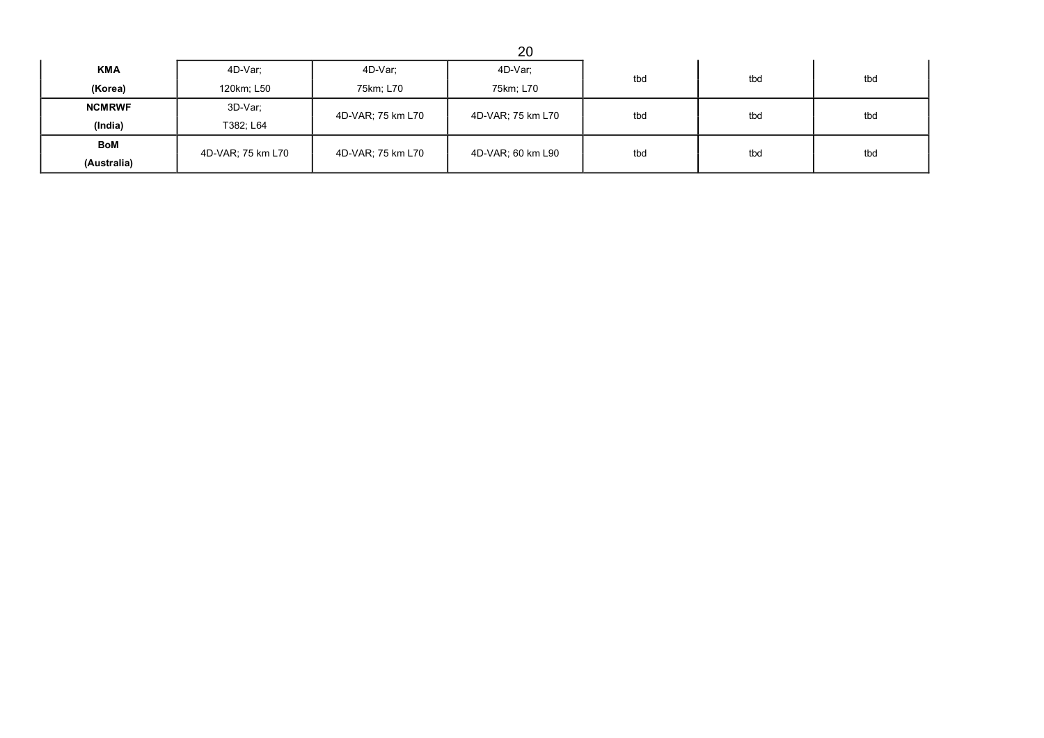| | | | | | | |
|---|---|---|---|---|---|---|
| **KMA (Korea)** | 4D-Var; 120km; L50 | 4D-Var; 75km; L70 | 4D-Var; 75km; L70 | tbd | tbd | tbd |
| **NCMRWF (India)** | 3D-Var; T382; L64 | 4D-VAR; 75 km L70 | 4D-VAR; 75 km L70 | tbd | tbd | tbd |
| **BoM (Australia)** | 4D-VAR; 75 km L70 | 4D-VAR; 75 km L70 | 4D-VAR; 60 km L90 | tbd | tbd | tbd |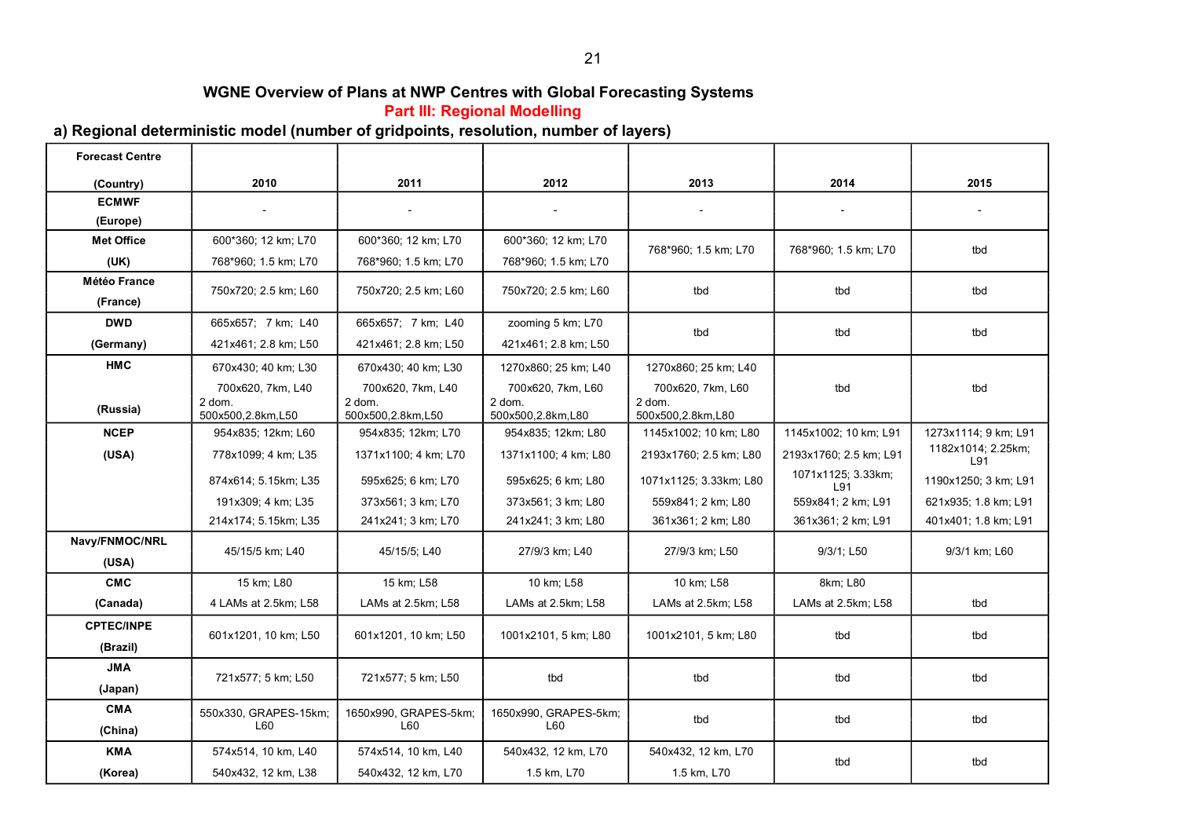## WGNE Overview of Plans at NWP Centres with Global Forecasting Systems

### Part III: Regional Modelling

### a) Regional deterministic model (number of gridpoints, resolution, number of layers)

| Forecast Centre (Country) | 2010 | 2011 | 2012 | 2013 | 2014 | 2015 |
|---|---|---|---|---|---|---|
| **ECMWF (Europe)** | - | - | - | - | - | - |
| **Met Office (UK)** | 600*360; 12 km; L70<br>768*960; 1.5 km; L70 | 600*360; 12 km; L70<br>768*960; 1.5 km; L70 | 600*360; 12 km; L70<br>768*960; 1.5 km; L70 | 768*960; 1.5 km; L70 | 768*960; 1.5 km; L70 | tbd |
| **Météo France (France)** | 750x720; 2.5 km; L60 | 750x720; 2.5 km; L60 | 750x720; 2.5 km; L60 | tbd | tbd | tbd |
| **DWD (Germany)** | 665x657; 7 km; L40<br>421x461; 2.8 km; L50 | 665x657; 7 km; L40<br>421x461; 2.8 km; L50 | zooming 5 km; L70<br>421x461; 2.8 km; L50 | tbd | tbd | tbd |
| **HMC (Russia)** | 670x430; 40 km; L30<br>700x620, 7km, L40<br>2 dom. 500x500,2.8km,L50 | 670x430; 40 km; L30<br>700x620, 7km, L40<br>2 dom. 500x500,2.8km,L50 | 1270x860; 25 km; L40<br>700x620, 7km, L60<br>2 dom. 500x500,2.8km,L80 | 1270x860; 25 km; L40<br>700x620, 7km, L60<br>2 dom. 500x500,2.8km,L80 | tbd | tbd |
| **NCEP (USA)** | 954x835; 12km; L60<br>778x1099; 4 km; L35<br>874x614; 5.15km; L35<br>191x309; 4 km; L35<br>214x174; 5.15km; L35 | 954x835; 12km; L70<br>1371x1100; 4 km; L70<br>595x625; 6 km; L70<br>373x561; 3 km; L70<br>241x241; 3 km; L70 | 954x835; 12km; L80<br>1371x1100; 4 km; L80<br>595x625; 6 km; L80<br>373x561; 3 km; L80<br>241x241; 3 km; L80 | 1145x1002; 10 km; L80<br>2193x1760; 2.5 km; L80<br>1071x1125; 3.33km; L80<br>559x841; 2 km; L80<br>361x361; 2 km; L80 | 1145x1002; 10 km; L91<br>2193x1760; 2.5 km; L91<br>1071x1125; 3.33km; L91<br>559x841; 2 km; L91<br>361x361; 2 km; L91 | 1273x1114; 9 km; L91<br>1182x1014; 2.25km; L91<br>1190x1250; 3 km; L91<br>621x935; 1.8 km; L91<br>401x401; 1.8 km; L91 |
| **Navy/FNMOC/NRL (USA)** | 45/15/5 km; L40 | 45/15/5; L40 | 27/9/3 km; L40 | 27/9/3 km; L50 | 9/3/1; L50 | 9/3/1 km; L60 |
| **CMC (Canada)** | 15 km; L80<br>4 LAMs at 2.5km; L58 | 15 km; L58<br>LAMs at 2.5km; L58 | 10 km; L58<br>LAMs at 2.5km; L58 | 10 km; L58<br>LAMs at 2.5km; L58 | 8km; L80<br>LAMs at 2.5km; L58 | tbd |
| **CPTEC/INPE (Brazil)** | 601x1201, 10 km; L50 | 601x1201, 10 km; L50 | 1001x2101, 5 km; L80 | 1001x2101, 5 km; L80 | tbd | tbd |
| **JMA (Japan)** | 721x577; 5 km; L50 | 721x577; 5 km; L50 | tbd | tbd | tbd | tbd |
| **CMA (China)** | 550x330, GRAPES-15km; L60 | 1650x990, GRAPES-5km; L60 | 1650x990, GRAPES-5km; L60 | tbd | tbd | tbd |
| **KMA (Korea)** | 574x514, 10 km, L40<br>540x432, 12 km, L38 | 574x514, 10 km, L40<br>540x432, 12 km, L70 | 540x432, 12 km, L70<br>1.5 km, L70 | 540x432, 12 km, L70<br>1.5 km, L70 | tbd | tbd |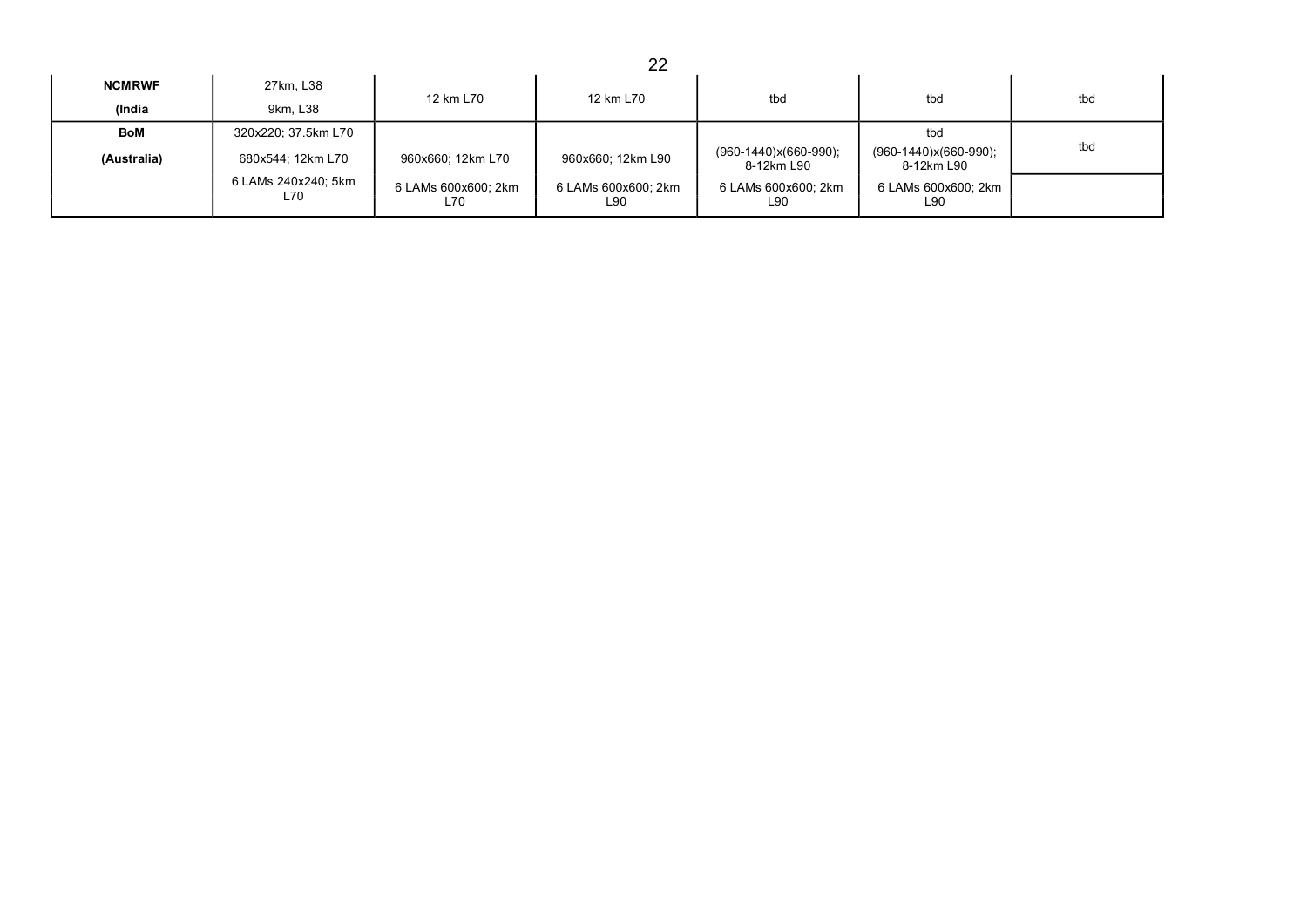| | | | | | | |
|---|---|---|---|---|---|---|
| **NCMRWF** (India | 27km, L38 9km, L38 | 12 km L70 | 12 km L70 | tbd | tbd | tbd |
| **BoM** (Australia) | 320x220; 37.5km L70 680x544; 12km L70 | 960x660; 12km L70 | 960x660; 12km L90 | (960-1440)x(660-990); 8-12km L90 | tbd (960-1440)x(660-990); 8-12km L90 | tbd |
| | 6 LAMs 240x240; 5km L70 | 6 LAMs 600x600; 2km L70 | 6 LAMs 600x600; 2km L90 | 6 LAMs 600x600; 2km L90 | 6 LAMs 600x600; 2km L90 | |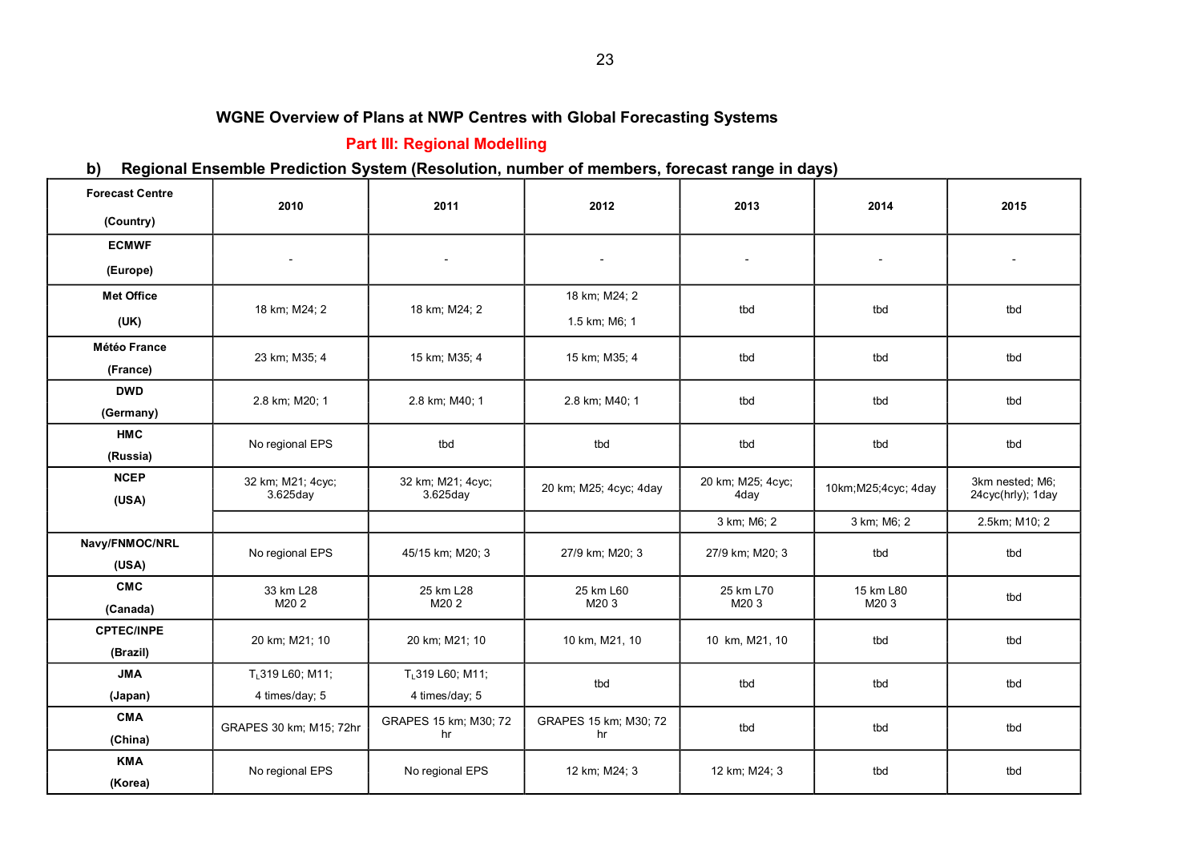### WGNE Overview of Plans at NWP Centres with Global Forecasting Systems

## Part III: Regional Modelling

### b) Regional Ensemble Prediction System (Resolution, number of members, forecast range in days)

| Forecast Centre (Country) | 2010 | 2011 | 2012 | 2013 | 2014 | 2015 |
|---|---|---|---|---|---|---|
| ECMWF (Europe) | - | - | - | - | - | - |
| Met Office (UK) | 18 km; M24; 2 | 18 km; M24; 2 | 18 km; M24; 2<br>1.5 km; M6; 1 | tbd | tbd | tbd |
| Météo France (France) | 23 km; M35; 4 | 15 km; M35; 4 | 15 km; M35; 4 | tbd | tbd | tbd |
| DWD (Germany) | 2.8 km; M20; 1 | 2.8 km; M40; 1 | 2.8 km; M40; 1 | tbd | tbd | tbd |
| HMC (Russia) | No regional EPS | tbd | tbd | tbd | tbd | tbd |
| NCEP (USA) | 32 km; M21; 4cyc; 3.625day | 32 km; M21; 4cyc; 3.625day | 20 km; M25; 4cyc; 4day | 20 km; M25; 4cyc; 4day | 10km;M25;4cyc; 4day | 3km nested; M6; 24cyc(hrly); 1day |
| | | | | 3 km; M6; 2 | 3 km; M6; 2 | 2.5km; M10; 2 |
| Navy/FNMOC/NRL (USA) | No regional EPS | 45/15 km; M20; 3 | 27/9 km; M20; 3 | 27/9 km; M20; 3 | tbd | tbd |
| CMC (Canada) | 33 km L28 M20 2 | 25 km L28 M20 2 | 25 km L60 M20 3 | 25 km L70 M20 3 | 15 km L80 M20 3 | tbd |
| CPTEC/INPE (Brazil) | 20 km; M21; 10 | 20 km; M21; 10 | 10 km, M21, 10 | 10 km, M21, 10 | tbd | tbd |
| JMA (Japan) | $T_L$319 L60; M11; 4 times/day; 5 | $T_L$319 L60; M11; 4 times/day; 5 | tbd | tbd | tbd | tbd |
| CMA (China) | GRAPES 30 km; M15; 72hr | GRAPES 15 km; M30; 72 hr | GRAPES 15 km; M30; 72 hr | tbd | tbd | tbd |
| KMA (Korea) | No regional EPS | No regional EPS | 12 km; M24; 3 | 12 km; M24; 3 | tbd | tbd |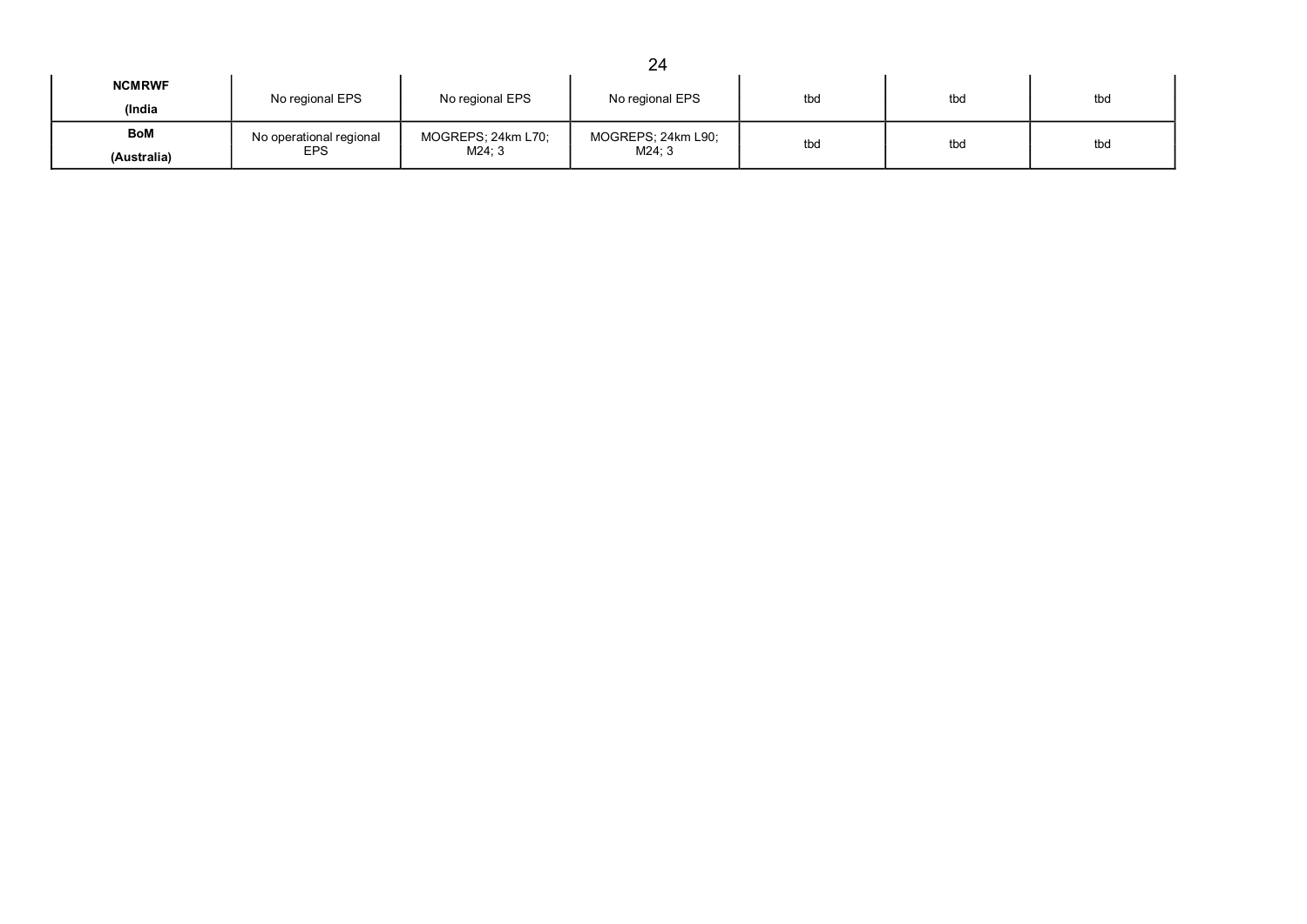| | | | | | | |
|---|---|---|---|---|---|---|
| **NCMRWF** **(India** | No regional EPS | No regional EPS | No regional EPS | tbd | tbd | tbd |
| **BoM** **(Australia)** | No operational regional EPS | MOGREPS; 24km L70; M24; 3 | MOGREPS; 24km L90; M24; 3 | tbd | tbd | tbd |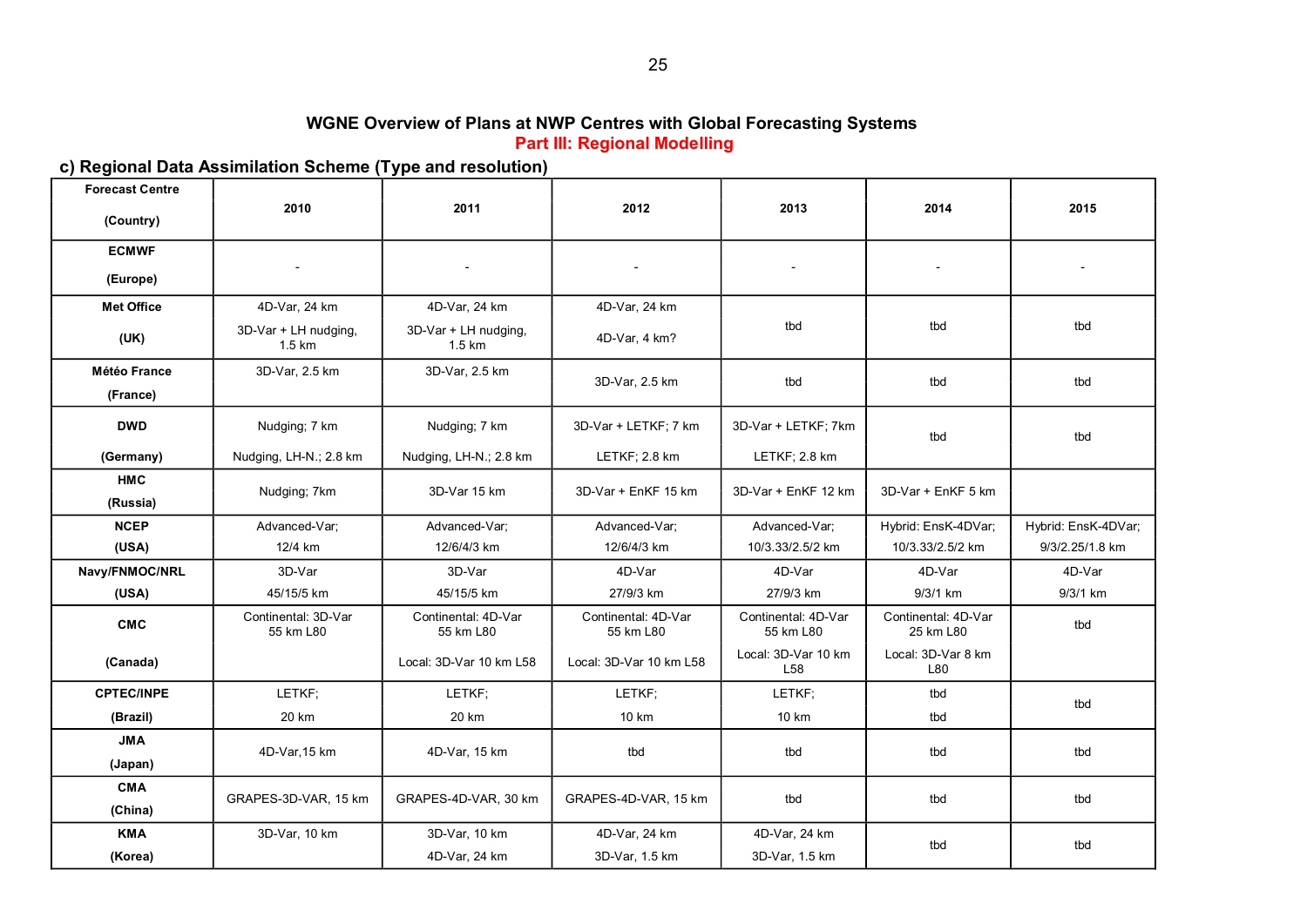## WGNE Overview of Plans at NWP Centres with Global Forecasting Systems

### Part III: Regional Modelling

### c) Regional Data Assimilation Scheme (Type and resolution)

| Forecast Centre (Country) | 2010 | 2011 | 2012 | 2013 | 2014 | 2015 |
|---|---|---|---|---|---|---|
| **ECMWF** (Europe) | - | - | - | - | - | - |
| **Met Office** (UK) | 4D-Var, 24 km<br>3D-Var + LH nudging, 1.5 km | 4D-Var, 24 km<br>3D-Var + LH nudging, 1.5 km | 4D-Var, 24 km<br>4D-Var, 4 km? | tbd | tbd | tbd |
| **Météo France** (France) | 3D-Var, 2.5 km | 3D-Var, 2.5 km | 3D-Var, 2.5 km | tbd | tbd | tbd |
| **DWD** (Germany) | Nudging; 7 km<br>Nudging, LH-N.; 2.8 km | Nudging; 7 km<br>Nudging, LH-N.; 2.8 km | 3D-Var + LETKF; 7 km<br>LETKF; 2.8 km | 3D-Var + LETKF; 7km<br>LETKF; 2.8 km | tbd | tbd |
| **HMC** (Russia) | Nudging; 7km | 3D-Var 15 km | 3D-Var + EnKF 15 km | 3D-Var + EnKF 12 km | 3D-Var + EnKF 5 km | |
| **NCEP** (USA) | Advanced-Var;<br>12/4 km | Advanced-Var;<br>12/6/4/3 km | Advanced-Var;<br>12/6/4/3 km | Advanced-Var;<br>10/3.33/2.5/2 km | Hybrid: EnsK-4DVar;<br>10/3.33/2.5/2 km | Hybrid: EnsK-4DVar;<br>9/3/2.25/1.8 km |
| **Navy/FNMOC/NRL** (USA) | 3D-Var<br>45/15/5 km | 3D-Var<br>45/15/5 km | 4D-Var<br>27/9/3 km | 4D-Var<br>27/9/3 km | 4D-Var<br>9/3/1 km | 4D-Var<br>9/3/1 km |
| **CMC** (Canada) | Continental: 3D-Var 55 km L80 | Continental: 4D-Var 55 km L80<br>Local: 3D-Var 10 km L58 | Continental: 4D-Var 55 km L80<br>Local: 3D-Var 10 km L58 | Continental: 4D-Var 55 km L80<br>Local: 3D-Var 10 km L58 | Continental: 4D-Var 25 km L80<br>Local: 3D-Var 8 km L80 | tbd |
| **CPTEC/INPE** (Brazil) | LETKF;<br>20 km | LETKF;<br>20 km | LETKF;<br>10 km | LETKF;<br>10 km | tbd<br>tbd | tbd |
| **JMA** (Japan) | 4D-Var,15 km | 4D-Var, 15 km | tbd | tbd | tbd | tbd |
| **CMA** (China) | GRAPES-3D-VAR, 15 km | GRAPES-4D-VAR, 30 km | GRAPES-4D-VAR, 15 km | tbd | tbd | tbd |
| **KMA** (Korea) | 3D-Var, 10 km | 3D-Var, 10 km<br>4D-Var, 24 km | 4D-Var, 24 km<br>3D-Var, 1.5 km | 4D-Var, 24 km<br>3D-Var, 1.5 km | tbd | tbd |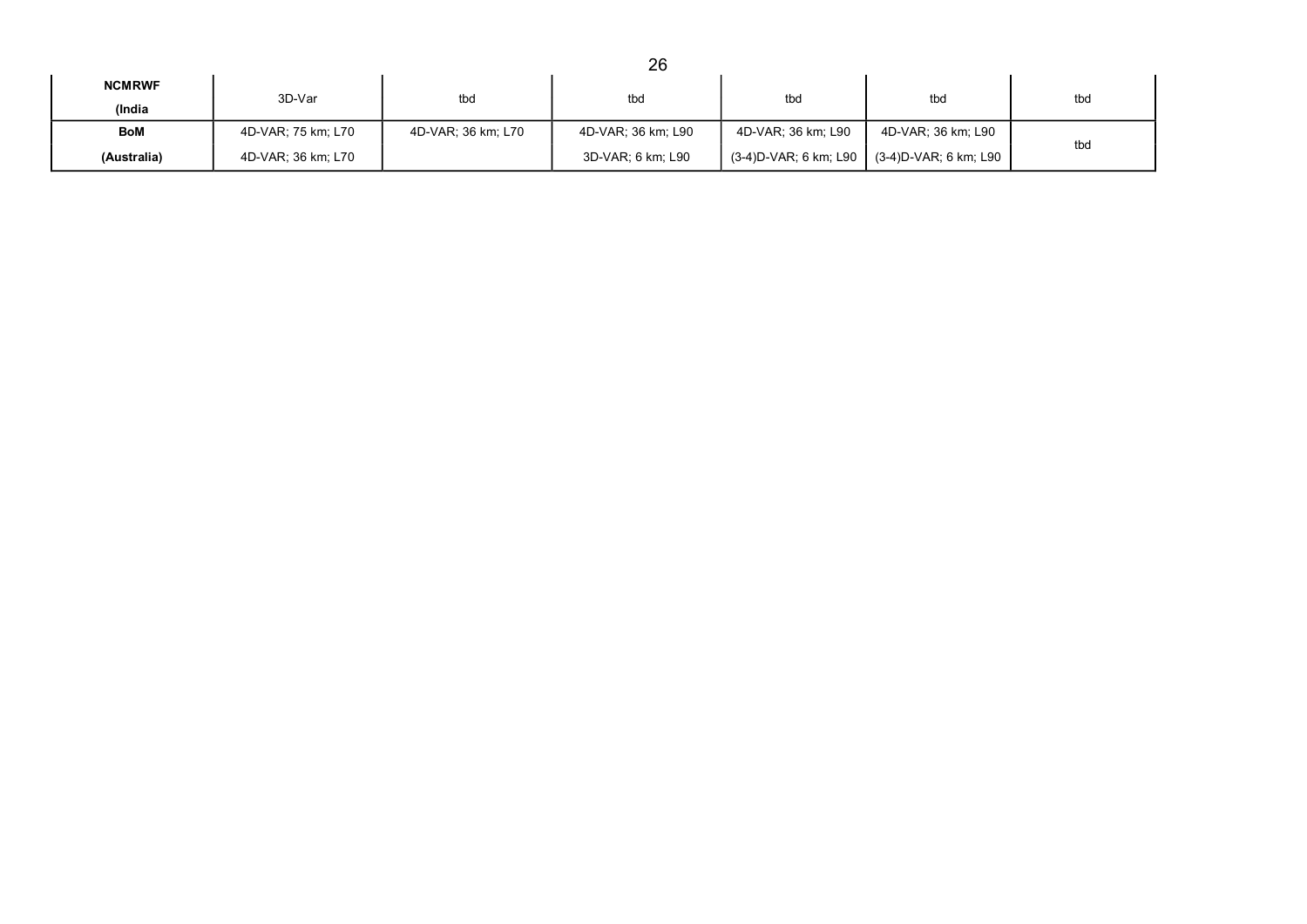| | | | | | | |
|---|---|---|---|---|---|---|
| **NCMRWF (India** | 3D-Var | tbd | tbd | tbd | tbd | tbd |
| **BoM (Australia)** | 4D-VAR; 75 km; L70<br>4D-VAR; 36 km; L70 | 4D-VAR; 36 km; L70 | 4D-VAR; 36 km; L90<br>3D-VAR; 6 km; L90 | 4D-VAR; 36 km; L90<br>(3-4)D-VAR; 6 km; L90 | 4D-VAR; 36 km; L90<br>(3-4)D-VAR; 6 km; L90 | tbd |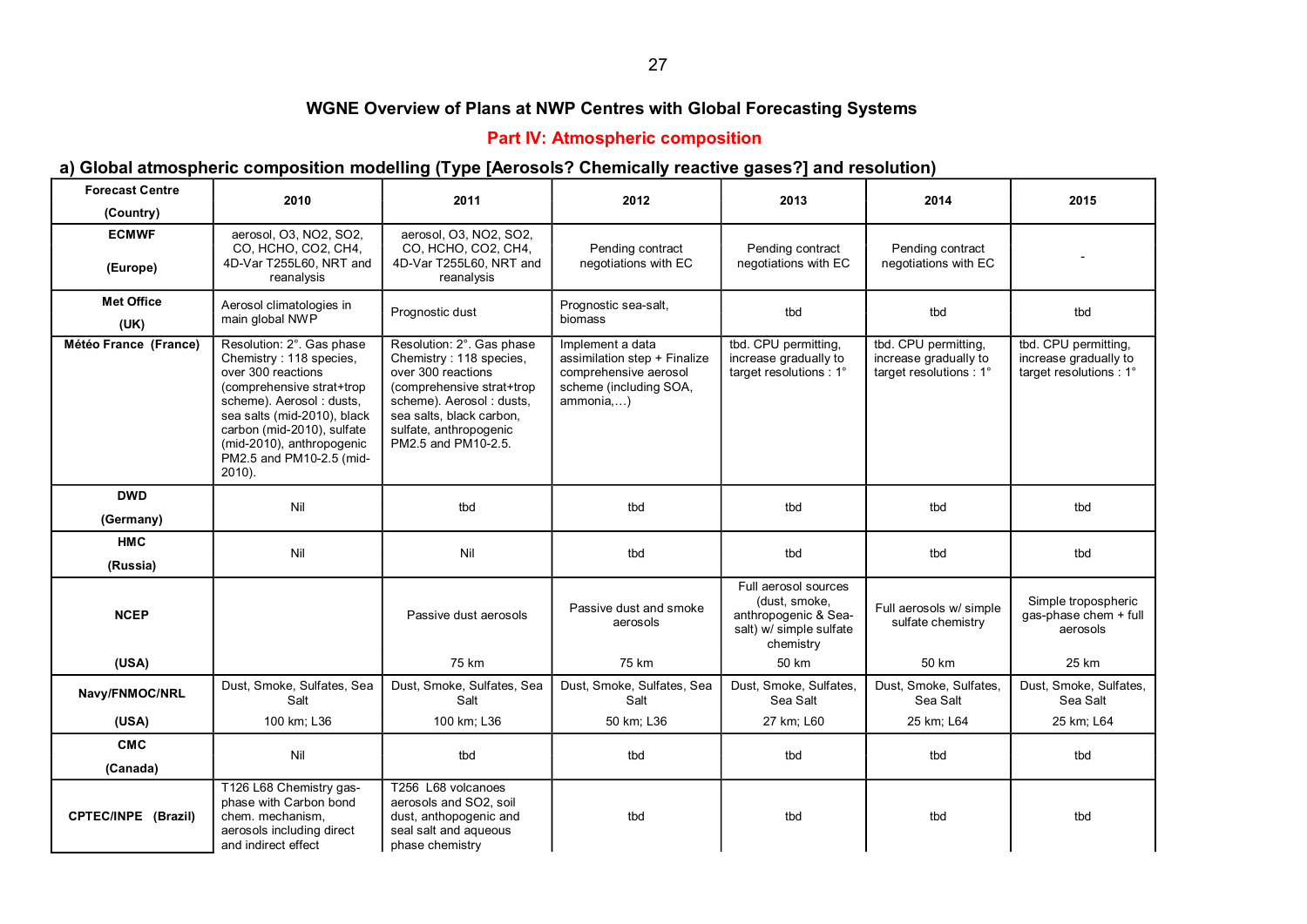## WGNE Overview of Plans at NWP Centres with Global Forecasting Systems

### Part IV: Atmospheric composition

#### a) Global atmospheric composition modelling (Type [Aerosols? Chemically reactive gases?] and resolution)

| Forecast Centre (Country) | 2010 | 2011 | 2012 | 2013 | 2014 | 2015 |
|---|---|---|---|---|---|---|
| ECMWF (Europe) | aerosol, O3, NO2, SO2, CO, HCHO, CO2, CH4, 4D-Var T255L60, NRT and reanalysis | aerosol, O3, NO2, SO2, CO, HCHO, CO2, CH4, 4D-Var T255L60, NRT and reanalysis | Pending contract negotiations with EC | Pending contract negotiations with EC | Pending contract negotiations with EC | - |
| Met Office (UK) | Aerosol climatologies in main global NWP | Prognostic dust | Prognostic sea-salt, biomass | tbd | tbd | tbd |
| Météo France (France) | Resolution: 2°. Gas phase Chemistry : 118 species, over 300 reactions (comprehensive strat+trop scheme). Aerosol : dusts, sea salts (mid-2010), black carbon (mid-2010), sulfate (mid-2010), anthropogenic PM2.5 and PM10-2.5 (mid-2010). | Resolution: 2°. Gas phase Chemistry : 118 species, over 300 reactions (comprehensive strat+trop scheme). Aerosol : dusts, sea salts, black carbon, sulfate, anthropogenic PM2.5 and PM10-2.5. | Implement a data assimilation step + Finalize comprehensive aerosol scheme (including SOA, ammonia,…) | tbd. CPU permitting, increase gradually to target resolutions : 1° | tbd. CPU permitting, increase gradually to target resolutions : 1° | tbd. CPU permitting, increase gradually to target resolutions : 1° |
| DWD (Germany) | Nil | tbd | tbd | tbd | tbd | tbd |
| HMC (Russia) | Nil | Nil | tbd | tbd | tbd | tbd |
| NCEP (USA) | | Passive dust aerosols<br>75 km | Passive dust and smoke aerosols<br>75 km | Full aerosol sources (dust, smoke, anthropogenic & Sea-salt) w/ simple sulfate chemistry<br>50 km | Full aerosols w/ simple sulfate chemistry<br>50 km | Simple tropospheric gas-phase chem + full aerosols<br>25 km |
| Navy/FNMOC/NRL (USA) | Dust, Smoke, Sulfates, Sea Salt<br>100 km; L36 | Dust, Smoke, Sulfates, Sea Salt<br>100 km; L36 | Dust, Smoke, Sulfates, Sea Salt<br>50 km; L36 | Dust, Smoke, Sulfates, Sea Salt<br>27 km; L60 | Dust, Smoke, Sulfates, Sea Salt<br>25 km; L64 | Dust, Smoke, Sulfates, Sea Salt<br>25 km; L64 |
| CMC (Canada) | Nil | tbd | tbd | tbd | tbd | tbd |
| CPTEC/INPE (Brazil) | T126 L68 Chemistry gas-phase with Carbon bond chem. mechanism, aerosols including direct and indirect effect | T256 L68 volcanoes aerosols and SO2, soil dust, anthopogenic and seal salt and aqueous phase chemistry | tbd | tbd | tbd | tbd |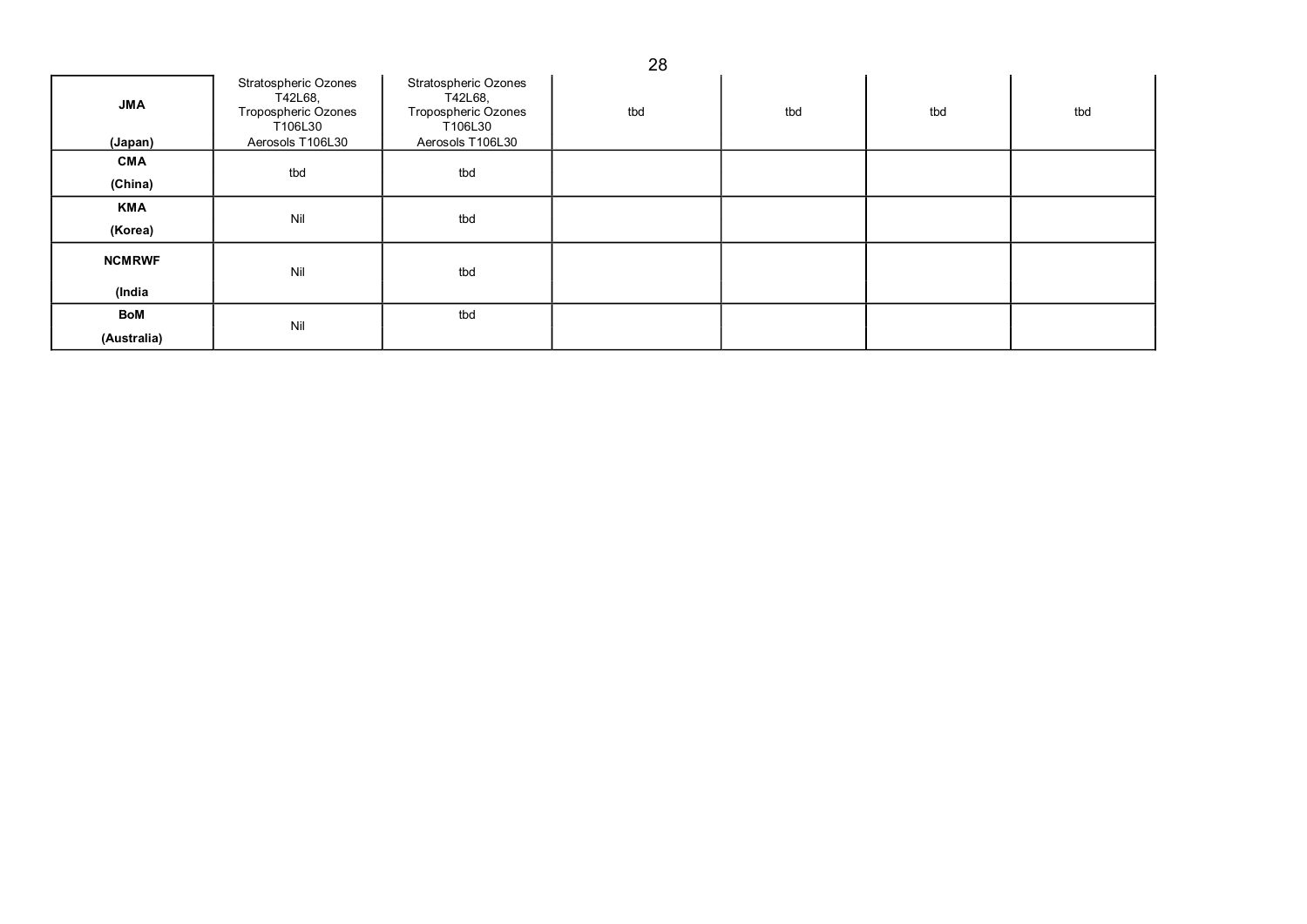| JMA (Japan) | Stratospheric Ozones T42L68, Tropospheric Ozones T106L30 Aerosols T106L30 | Stratospheric Ozones T42L68, Tropospheric Ozones T106L30 Aerosols T106L30 | tbd | tbd | tbd | tbd |
|---|---|---|---|---|---|---|
| CMA (China) | tbd | tbd | | | | |
| KMA (Korea) | Nil | tbd | | | | |
| NCMRWF (India | Nil | tbd | | | | |
| BoM (Australia) | Nil | tbd | | | | |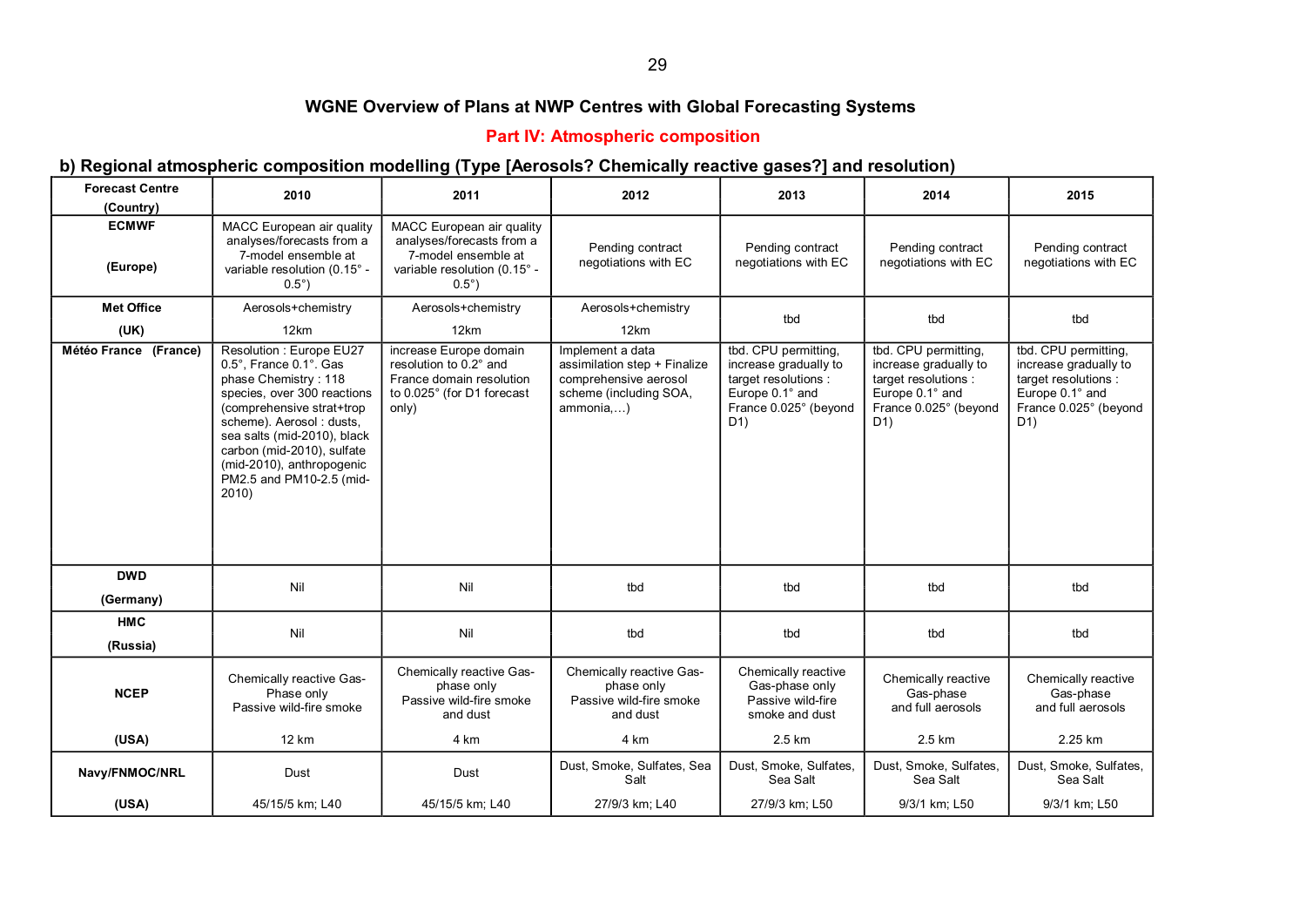## WGNE Overview of Plans at NWP Centres with Global Forecasting Systems

### Part IV: Atmospheric composition

### b) Regional atmospheric composition modelling (Type [Aerosols? Chemically reactive gases?] and resolution)

| Forecast Centre (Country) | 2010 | 2011 | 2012 | 2013 | 2014 | 2015 |
|---|---|---|---|---|---|---|
| **ECMWF** **(Europe)** | MACC European air quality analyses/forecasts from a 7-model ensemble at variable resolution (0.15° - 0.5°) | MACC European air quality analyses/forecasts from a 7-model ensemble at variable resolution (0.15° - 0.5°) | Pending contract negotiations with EC | Pending contract negotiations with EC | Pending contract negotiations with EC | Pending contract negotiations with EC |
| **Met Office** **(UK)** | Aerosols+chemistry 12km | Aerosols+chemistry 12km | Aerosols+chemistry 12km | tbd | tbd | tbd |
| **Météo France (France)** | Resolution : Europe EU27 0.5°, France 0.1°. Gas phase Chemistry : 118 species, over 300 reactions (comprehensive strat+trop scheme). Aerosol : dusts, sea salts (mid-2010), black carbon (mid-2010), sulfate (mid-2010), anthropogenic PM2.5 and PM10-2.5 (mid-2010) | increase Europe domain resolution to 0.2° and France domain resolution to 0.025° (for D1 forecast only) | Implement a data assimilation step + Finalize comprehensive aerosol scheme (including SOA, ammonia,…) | tbd. CPU permitting, increase gradually to target resolutions : Europe 0.1° and France 0.025° (beyond D1) | tbd. CPU permitting, increase gradually to target resolutions : Europe 0.1° and France 0.025° (beyond D1) | tbd. CPU permitting, increase gradually to target resolutions : Europe 0.1° and France 0.025° (beyond D1) |
| **DWD** **(Germany)** | Nil | Nil | tbd | tbd | tbd | tbd |
| **HMC** **(Russia)** | Nil | Nil | tbd | tbd | tbd | tbd |
| **NCEP** **(USA)** | Chemically reactive Gas-Phase only Passive wild-fire smoke 12 km | Chemically reactive Gas-phase only Passive wild-fire smoke and dust 4 km | Chemically reactive Gas-phase only Passive wild-fire smoke and dust 4 km | Chemically reactive Gas-phase only Passive wild-fire smoke and dust 2.5 km | Chemically reactive Gas-phase and full aerosols 2.5 km | Chemically reactive Gas-phase and full aerosols 2.25 km |
| **Navy/FNMOC/NRL** **(USA)** | Dust 45/15/5 km; L40 | Dust 45/15/5 km; L40 | Dust, Smoke, Sulfates, Sea Salt 27/9/3 km; L40 | Dust, Smoke, Sulfates, Sea Salt 27/9/3 km; L50 | Dust, Smoke, Sulfates, Sea Salt 9/3/1 km; L50 | Dust, Smoke, Sulfates, Sea Salt 9/3/1 km; L50 |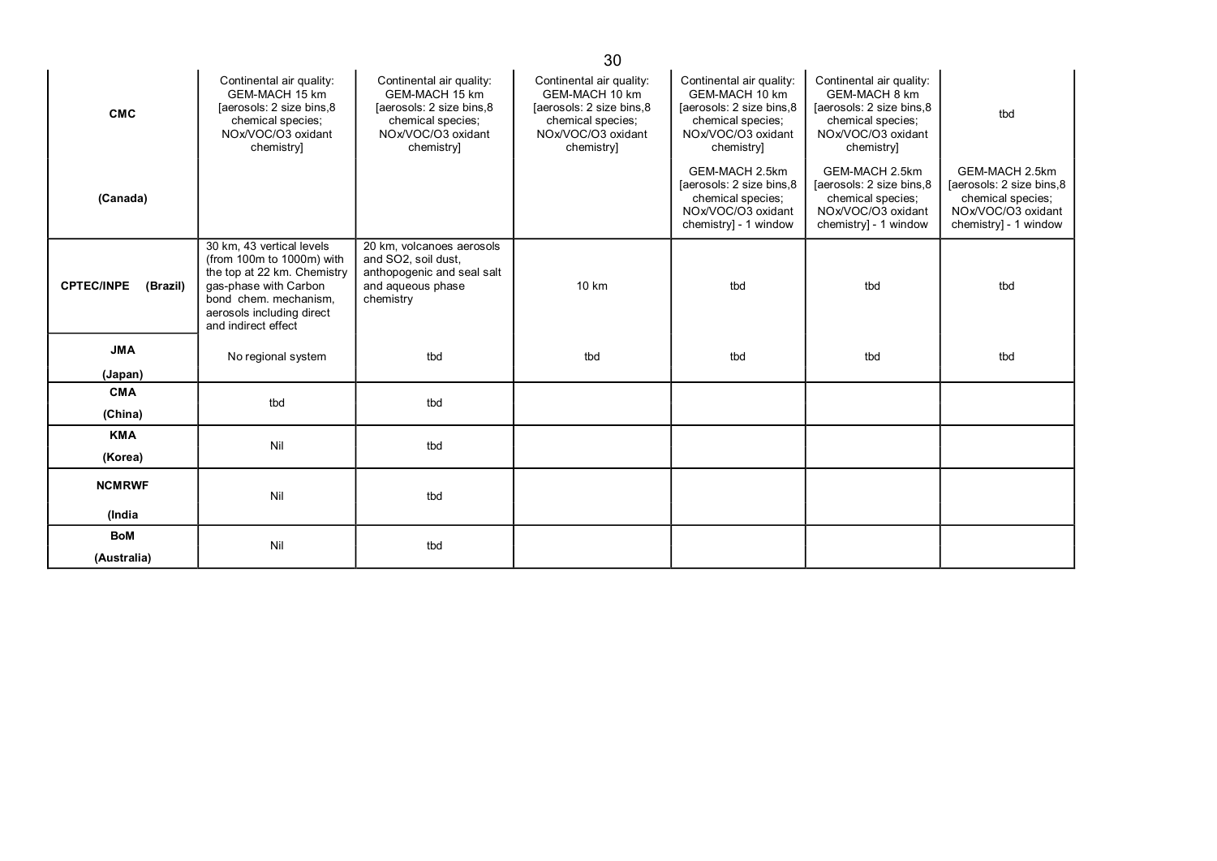| | | | | | | |
|---|---|---|---|---|---|---|
| **CMC**<br><br>**(Canada)** | Continental air quality: GEM-MACH 15 km [aerosols: 2 size bins,8 chemical species; NOx/VOC/O3 oxidant chemistry] | Continental air quality: GEM-MACH 15 km [aerosols: 2 size bins,8 chemical species; NOx/VOC/O3 oxidant chemistry] | Continental air quality: GEM-MACH 10 km [aerosols: 2 size bins,8 chemical species; NOx/VOC/O3 oxidant chemistry] | Continental air quality: GEM-MACH 10 km [aerosols: 2 size bins,8 chemical species; NOx/VOC/O3 oxidant chemistry]<br><br>GEM-MACH 2.5km [aerosols: 2 size bins,8 chemical species; NOx/VOC/O3 oxidant chemistry] - 1 window | Continental air quality: GEM-MACH 8 km [aerosols: 2 size bins,8 chemical species; NOx/VOC/O3 oxidant chemistry]<br><br>GEM-MACH 2.5km [aerosols: 2 size bins,8 chemical species; NOx/VOC/O3 oxidant chemistry] - 1 window | tbd<br><br>GEM-MACH 2.5km [aerosols: 2 size bins,8 chemical species; NOx/VOC/O3 oxidant chemistry] - 1 window |
| **CPTEC/INPE (Brazil)** | 30 km, 43 vertical levels (from 100m to 1000m) with the top at 22 km. Chemistry gas-phase with Carbon bond chem. mechanism, aerosols including direct and indirect effect | 20 km, volcanoes aerosols and SO2, soil dust, anthopogenic and seal salt and aqueous phase chemistry | 10 km | tbd | tbd | tbd |
| **JMA**<br><br>**(Japan)** | No regional system | tbd | tbd | tbd | tbd | tbd |
| **CMA**<br><br>**(China)** | tbd | tbd | | | | |
| **KMA**<br><br>**(Korea)** | Nil | tbd | | | | |
| **NCMRWF**<br><br>**(India** | Nil | tbd | | | | |
| **BoM**<br><br>**(Australia)** | Nil | tbd | | | | |